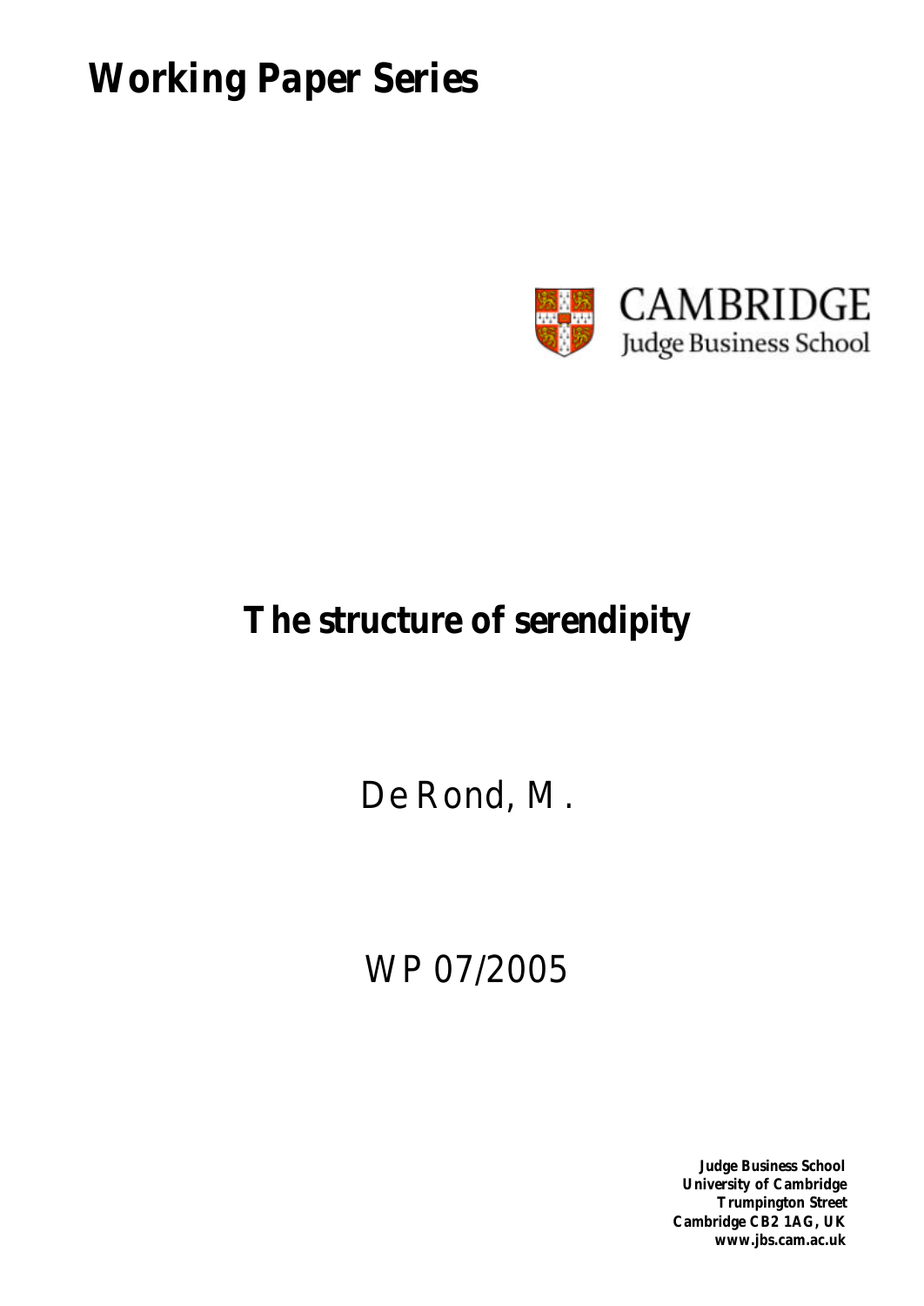# Working Paper Series

CAMBRIDGE
Judge Business School

## The structure of serendipity

De Rond, M.

WP 07/2005

**Judge Business School**
**University of Cambridge**
**Trumpington Street**
**Cambridge CB2 1AG, UK**
**www.jbs.cam.ac.uk**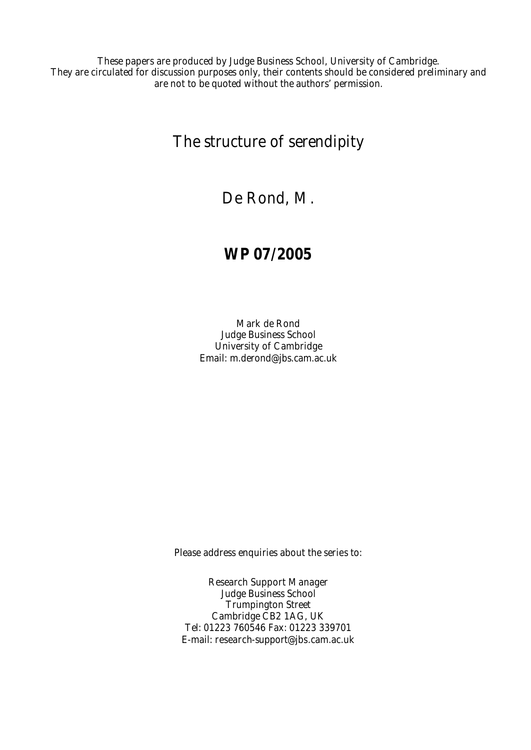These papers are produced by Judge Business School, University of Cambridge.
They are circulated for discussion purposes only, their contents should be considered preliminary and are not to be quoted without the authors' permission.

# The structure of serendipity

## De Rond, M.

## **WP 07/2005**

Mark de Rond
Judge Business School
University of Cambridge
Email: m.derond@jbs.cam.ac.uk

Please address enquiries about the series to:

Research Support Manager
Judge Business School
Trumpington Street
Cambridge CB2 1AG, UK
Tel: 01223 760546 Fax: 01223 339701
E-mail: research-support@jbs.cam.ac.uk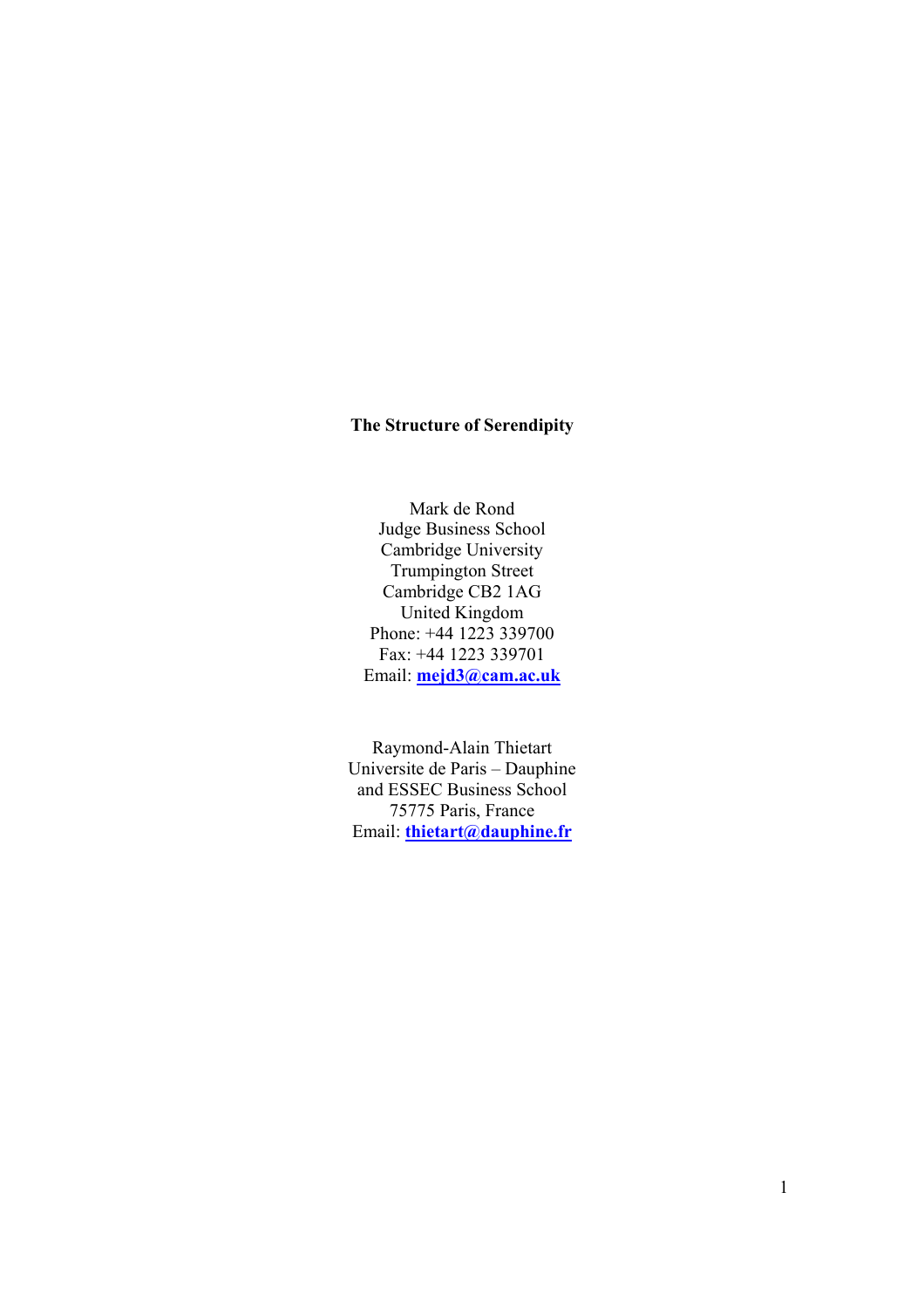**The Structure of Serendipity**

Mark de Rond  
Judge Business School  
Cambridge University  
Trumpington Street  
Cambridge CB2 1AG  
United Kingdom  
Phone: +44 1223 339700  
Fax: +44 1223 339701  
Email: **mejd3@cam.ac.uk**

Raymond-Alain Thietart  
Universite de Paris – Dauphine  
and ESSEC Business School  
75775 Paris, France  
Email: **thietart@dauphine.fr**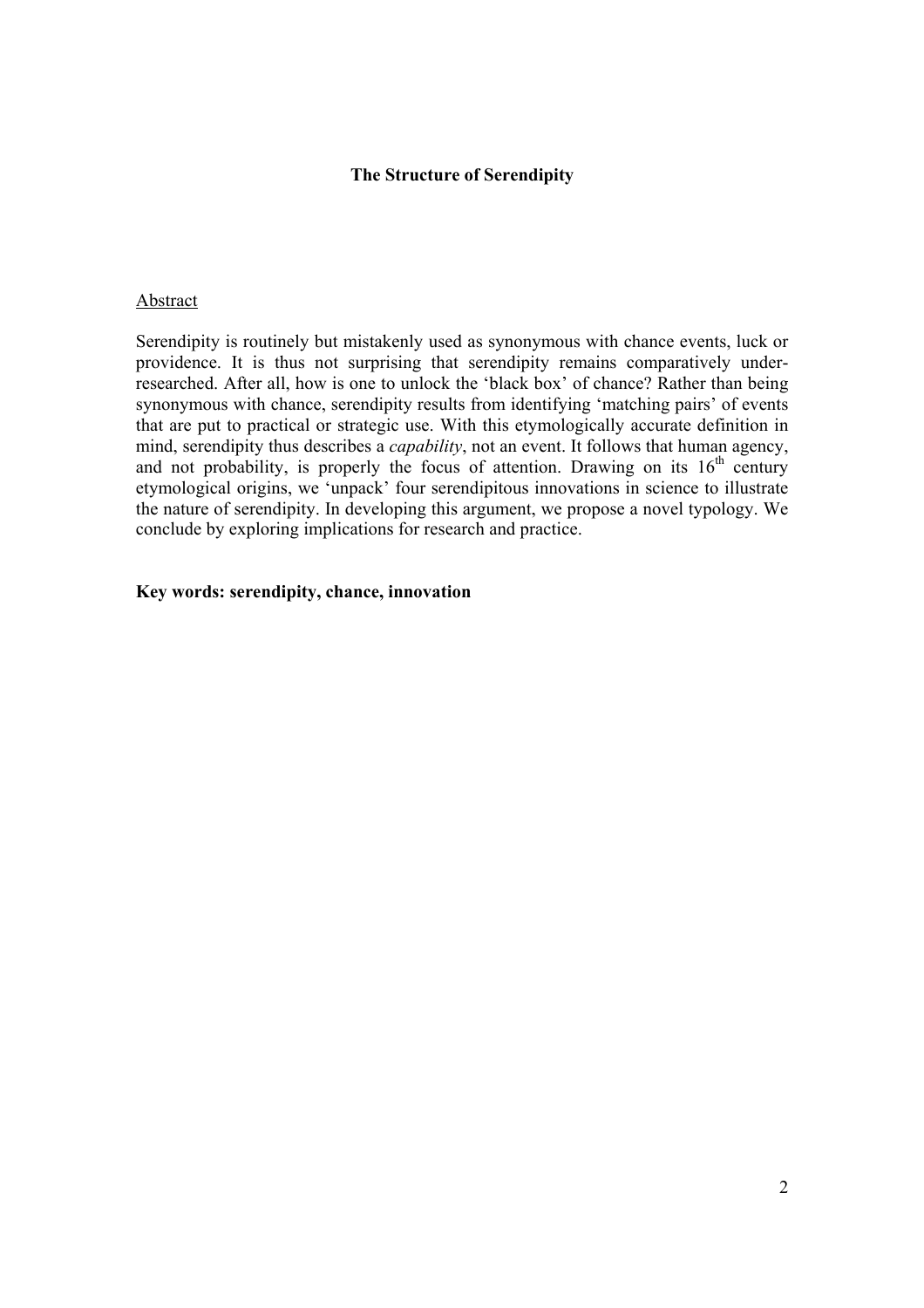**The Structure of Serendipity**

Abstract

Serendipity is routinely but mistakenly used as synonymous with chance events, luck or providence. It is thus not surprising that serendipity remains comparatively under-researched. After all, how is one to unlock the 'black box' of chance? Rather than being synonymous with chance, serendipity results from identifying 'matching pairs' of events that are put to practical or strategic use. With this etymologically accurate definition in mind, serendipity thus describes a *capability*, not an event. It follows that human agency, and not probability, is properly the focus of attention. Drawing on its $16^{th}$ century etymological origins, we 'unpack' four serendipitous innovations in science to illustrate the nature of serendipity. In developing this argument, we propose a novel typology. We conclude by exploring implications for research and practice.

**Key words: serendipity, chance, innovation**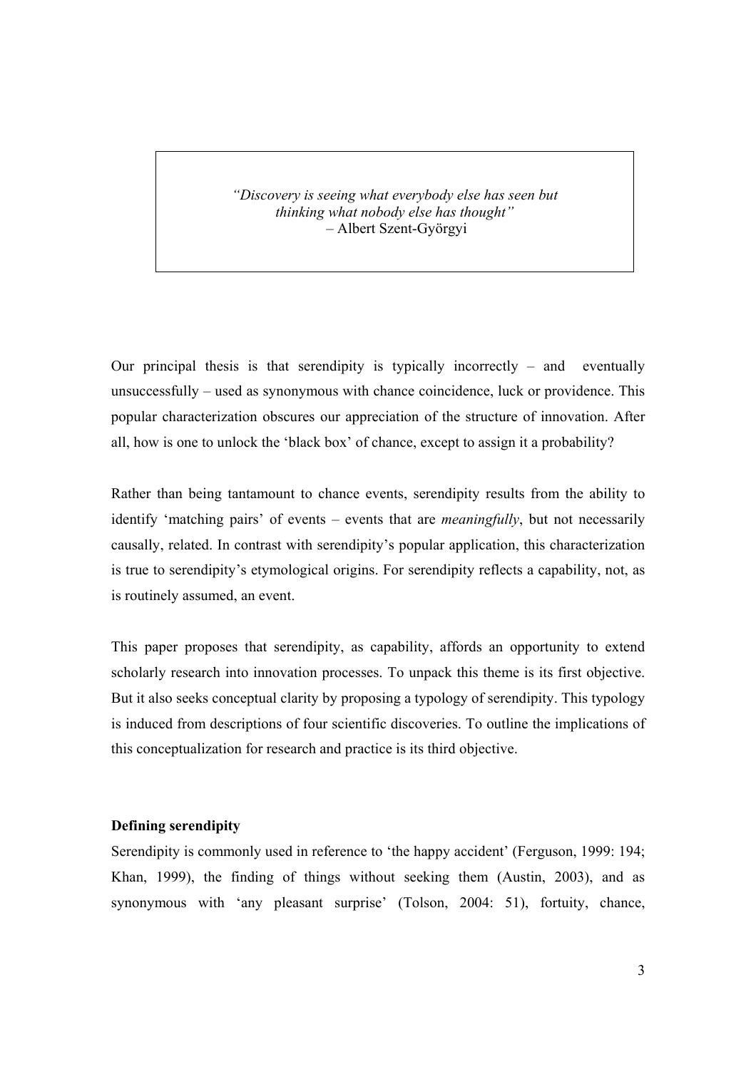> *"Discovery is seeing what everybody else has seen but thinking what nobody else has thought"*
> – Albert Szent-Györgyi

Our principal thesis is that serendipity is typically incorrectly – and eventually unsuccessfully – used as synonymous with chance coincidence, luck or providence. This popular characterization obscures our appreciation of the structure of innovation. After all, how is one to unlock the 'black box' of chance, except to assign it a probability?

Rather than being tantamount to chance events, serendipity results from the ability to identify 'matching pairs' of events – events that are *meaningfully*, but not necessarily causally, related. In contrast with serendipity's popular application, this characterization is true to serendipity's etymological origins. For serendipity reflects a capability, not, as is routinely assumed, an event.

This paper proposes that serendipity, as capability, affords an opportunity to extend scholarly research into innovation processes. To unpack this theme is its first objective. But it also seeks conceptual clarity by proposing a typology of serendipity. This typology is induced from descriptions of four scientific discoveries. To outline the implications of this conceptualization for research and practice is its third objective.

**Defining serendipity**

Serendipity is commonly used in reference to 'the happy accident' (Ferguson, 1999: 194; Khan, 1999), the finding of things without seeking them (Austin, 2003), and as synonymous with 'any pleasant surprise' (Tolson, 2004: 51), fortuity, chance,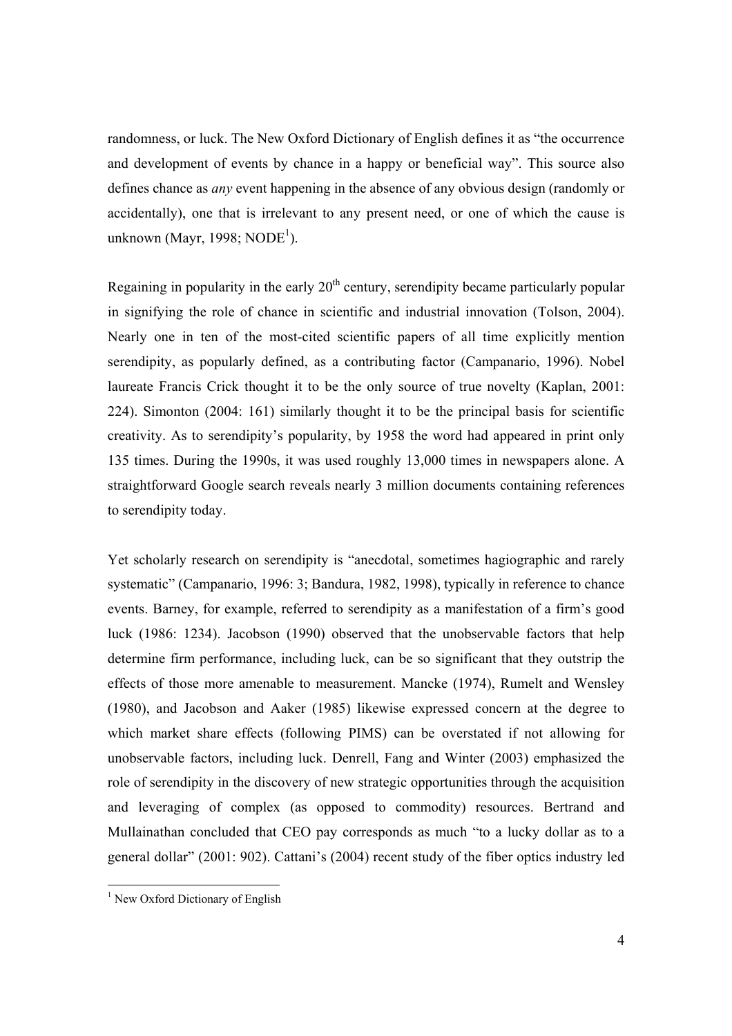randomness, or luck. The New Oxford Dictionary of English defines it as "the occurrence and development of events by chance in a happy or beneficial way". This source also defines chance as *any* event happening in the absence of any obvious design (randomly or accidentally), one that is irrelevant to any present need, or one of which the cause is unknown (Mayr, 1998; NODE[1]).

Regaining in popularity in the early 20$^{th}$ century, serendipity became particularly popular in signifying the role of chance in scientific and industrial innovation (Tolson, 2004). Nearly one in ten of the most-cited scientific papers of all time explicitly mention serendipity, as popularly defined, as a contributing factor (Campanario, 1996). Nobel laureate Francis Crick thought it to be the only source of true novelty (Kaplan, 2001: 224). Simonton (2004: 161) similarly thought it to be the principal basis for scientific creativity. As to serendipity's popularity, by 1958 the word had appeared in print only 135 times. During the 1990s, it was used roughly 13,000 times in newspapers alone. A straightforward Google search reveals nearly 3 million documents containing references to serendipity today.

Yet scholarly research on serendipity is "anecdotal, sometimes hagiographic and rarely systematic" (Campanario, 1996: 3; Bandura, 1982, 1998), typically in reference to chance events. Barney, for example, referred to serendipity as a manifestation of a firm's good luck (1986: 1234). Jacobson (1990) observed that the unobservable factors that help determine firm performance, including luck, can be so significant that they outstrip the effects of those more amenable to measurement. Mancke (1974), Rumelt and Wensley (1980), and Jacobson and Aaker (1985) likewise expressed concern at the degree to which market share effects (following PIMS) can be overstated if not allowing for unobservable factors, including luck. Denrell, Fang and Winter (2003) emphasized the role of serendipity in the discovery of new strategic opportunities through the acquisition and leveraging of complex (as opposed to commodity) resources. Bertrand and Mullainathan concluded that CEO pay corresponds as much "to a lucky dollar as to a general dollar" (2001: 902). Cattani's (2004) recent study of the fiber optics industry led

[1] New Oxford Dictionary of English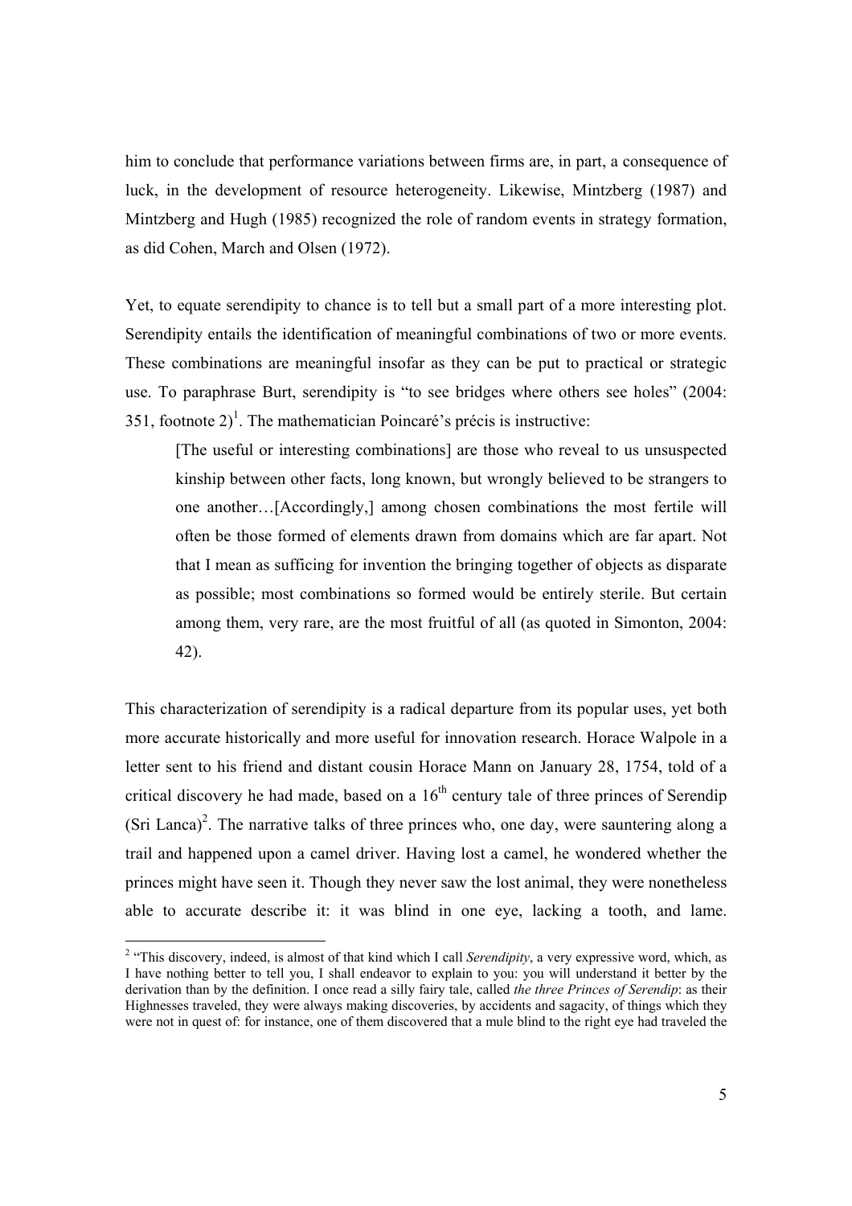him to conclude that performance variations between firms are, in part, a consequence of luck, in the development of resource heterogeneity. Likewise, Mintzberg (1987) and Mintzberg and Hugh (1985) recognized the role of random events in strategy formation, as did Cohen, March and Olsen (1972).

Yet, to equate serendipity to chance is to tell but a small part of a more interesting plot. Serendipity entails the identification of meaningful combinations of two or more events. These combinations are meaningful insofar as they can be put to practical or strategic use. To paraphrase Burt, serendipity is "to see bridges where others see holes" (2004: 351, footnote 2)[1]. The mathematician Poincaré's précis is instructive:

> [The useful or interesting combinations] are those who reveal to us unsuspected kinship between other facts, long known, but wrongly believed to be strangers to one another…[Accordingly,] among chosen combinations the most fertile will often be those formed of elements drawn from domains which are far apart. Not that I mean as sufficing for invention the bringing together of objects as disparate as possible; most combinations so formed would be entirely sterile. But certain among them, very rare, are the most fruitful of all (as quoted in Simonton, 2004: 42).

This characterization of serendipity is a radical departure from its popular uses, yet both more accurate historically and more useful for innovation research. Horace Walpole in a letter sent to his friend and distant cousin Horace Mann on January 28, 1754, told of a critical discovery he had made, based on a 16th century tale of three princes of Serendip (Sri Lanca)[2]. The narrative talks of three princes who, one day, were sauntering along a trail and happened upon a camel driver. Having lost a camel, he wondered whether the princes might have seen it. Though they never saw the lost animal, they were nonetheless able to accurate describe it: it was blind in one eye, lacking a tooth, and lame.

---

[2] "This discovery, indeed, is almost of that kind which I call *Serendipity*, a very expressive word, which, as I have nothing better to tell you, I shall endeavor to explain to you: you will understand it better by the derivation than by the definition. I once read a silly fairy tale, called *the three Princes of Serendip*: as their Highnesses traveled, they were always making discoveries, by accidents and sagacity, of things which they were not in quest of: for instance, one of them discovered that a mule blind to the right eye had traveled the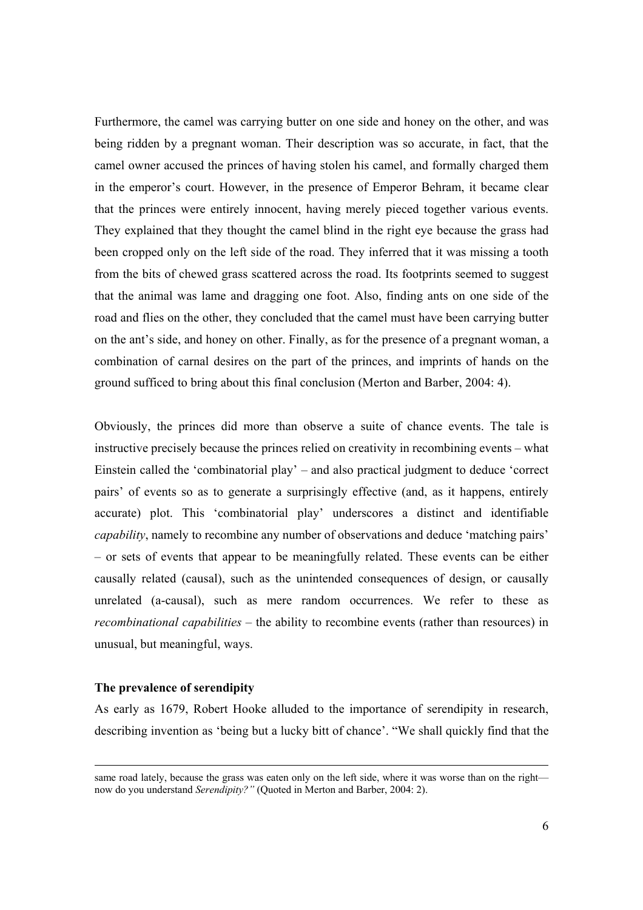Furthermore, the camel was carrying butter on one side and honey on the other, and was being ridden by a pregnant woman. Their description was so accurate, in fact, that the camel owner accused the princes of having stolen his camel, and formally charged them in the emperor's court. However, in the presence of Emperor Behram, it became clear that the princes were entirely innocent, having merely pieced together various events. They explained that they thought the camel blind in the right eye because the grass had been cropped only on the left side of the road. They inferred that it was missing a tooth from the bits of chewed grass scattered across the road. Its footprints seemed to suggest that the animal was lame and dragging one foot. Also, finding ants on one side of the road and flies on the other, they concluded that the camel must have been carrying butter on the ant's side, and honey on other. Finally, as for the presence of a pregnant woman, a combination of carnal desires on the part of the princes, and imprints of hands on the ground sufficed to bring about this final conclusion (Merton and Barber, 2004: 4).

Obviously, the princes did more than observe a suite of chance events. The tale is instructive precisely because the princes relied on creativity in recombining events – what Einstein called the 'combinatorial play' – and also practical judgment to deduce 'correct pairs' of events so as to generate a surprisingly effective (and, as it happens, entirely accurate) plot. This 'combinatorial play' underscores a distinct and identifiable *capability*, namely to recombine any number of observations and deduce 'matching pairs' – or sets of events that appear to be meaningfully related. These events can be either causally related (causal), such as the unintended consequences of design, or causally unrelated (a-causal), such as mere random occurrences. We refer to these as *recombinational capabilities* – the ability to recombine events (rather than resources) in unusual, but meaningful, ways.

**The prevalence of serendipity**

As early as 1679, Robert Hooke alluded to the importance of serendipity in research, describing invention as 'being but a lucky bitt of chance'. "We shall quickly find that the

---

same road lately, because the grass was eaten only on the left side, where it was worse than on the right—now do you understand *Serendipity?"* (Quoted in Merton and Barber, 2004: 2).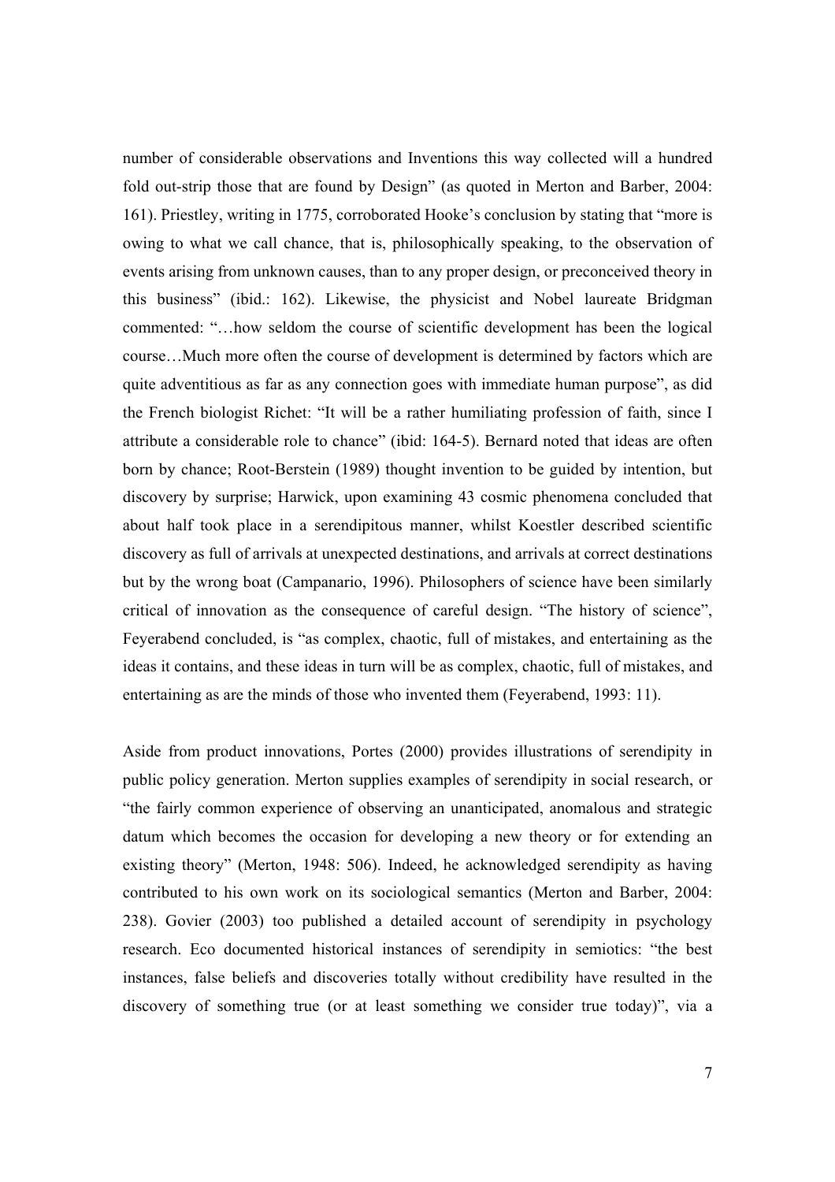number of considerable observations and Inventions this way collected will a hundred fold out-strip those that are found by Design" (as quoted in Merton and Barber, 2004: 161). Priestley, writing in 1775, corroborated Hooke's conclusion by stating that "more is owing to what we call chance, that is, philosophically speaking, to the observation of events arising from unknown causes, than to any proper design, or preconceived theory in this business" (ibid.: 162). Likewise, the physicist and Nobel laureate Bridgman commented: "…how seldom the course of scientific development has been the logical course…Much more often the course of development is determined by factors which are quite adventitious as far as any connection goes with immediate human purpose", as did the French biologist Richet: "It will be a rather humiliating profession of faith, since I attribute a considerable role to chance" (ibid: 164-5). Bernard noted that ideas are often born by chance; Root-Berstein (1989) thought invention to be guided by intention, but discovery by surprise; Harwick, upon examining 43 cosmic phenomena concluded that about half took place in a serendipitous manner, whilst Koestler described scientific discovery as full of arrivals at unexpected destinations, and arrivals at correct destinations but by the wrong boat (Campanario, 1996). Philosophers of science have been similarly critical of innovation as the consequence of careful design. "The history of science", Feyerabend concluded, is "as complex, chaotic, full of mistakes, and entertaining as the ideas it contains, and these ideas in turn will be as complex, chaotic, full of mistakes, and entertaining as are the minds of those who invented them (Feyerabend, 1993: 11).

Aside from product innovations, Portes (2000) provides illustrations of serendipity in public policy generation. Merton supplies examples of serendipity in social research, or "the fairly common experience of observing an unanticipated, anomalous and strategic datum which becomes the occasion for developing a new theory or for extending an existing theory" (Merton, 1948: 506). Indeed, he acknowledged serendipity as having contributed to his own work on its sociological semantics (Merton and Barber, 2004: 238). Govier (2003) too published a detailed account of serendipity in psychology research. Eco documented historical instances of serendipity in semiotics: "the best instances, false beliefs and discoveries totally without credibility have resulted in the discovery of something true (or at least something we consider true today)", via a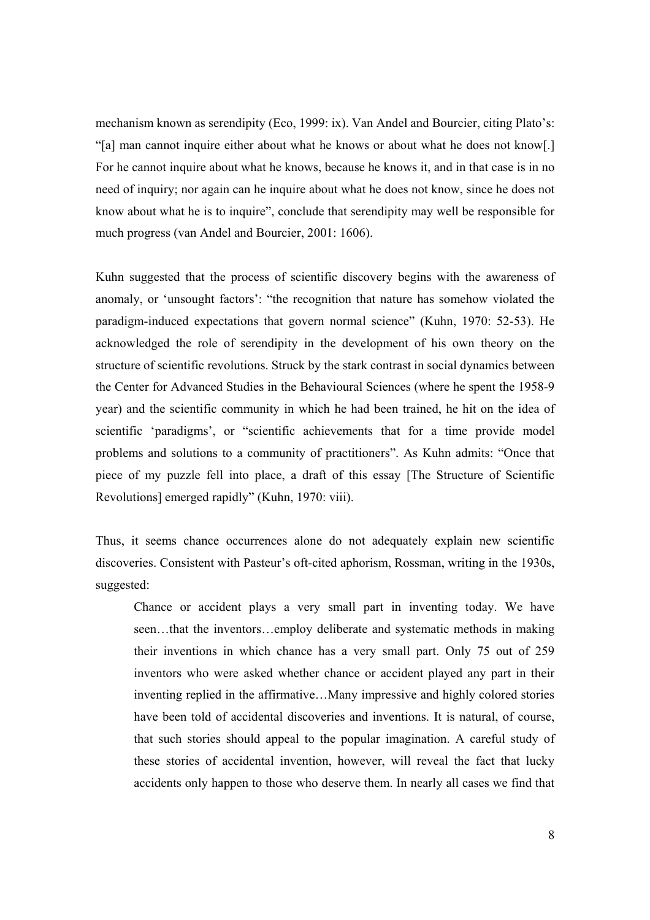mechanism known as serendipity (Eco, 1999: ix). Van Andel and Bourcier, citing Plato's: "[a] man cannot inquire either about what he knows or about what he does not know[.] For he cannot inquire about what he knows, because he knows it, and in that case is in no need of inquiry; nor again can he inquire about what he does not know, since he does not know about what he is to inquire", conclude that serendipity may well be responsible for much progress (van Andel and Bourcier, 2001: 1606).

Kuhn suggested that the process of scientific discovery begins with the awareness of anomaly, or 'unsought factors': "the recognition that nature has somehow violated the paradigm-induced expectations that govern normal science" (Kuhn, 1970: 52-53). He acknowledged the role of serendipity in the development of his own theory on the structure of scientific revolutions. Struck by the stark contrast in social dynamics between the Center for Advanced Studies in the Behavioural Sciences (where he spent the 1958-9 year) and the scientific community in which he had been trained, he hit on the idea of scientific 'paradigms', or "scientific achievements that for a time provide model problems and solutions to a community of practitioners". As Kuhn admits: "Once that piece of my puzzle fell into place, a draft of this essay [The Structure of Scientific Revolutions] emerged rapidly" (Kuhn, 1970: viii).

Thus, it seems chance occurrences alone do not adequately explain new scientific discoveries. Consistent with Pasteur's oft-cited aphorism, Rossman, writing in the 1930s, suggested:

> Chance or accident plays a very small part in inventing today. We have seen…that the inventors…employ deliberate and systematic methods in making their inventions in which chance has a very small part. Only 75 out of 259 inventors who were asked whether chance or accident played any part in their inventing replied in the affirmative…Many impressive and highly colored stories have been told of accidental discoveries and inventions. It is natural, of course, that such stories should appeal to the popular imagination. A careful study of these stories of accidental invention, however, will reveal the fact that lucky accidents only happen to those who deserve them. In nearly all cases we find that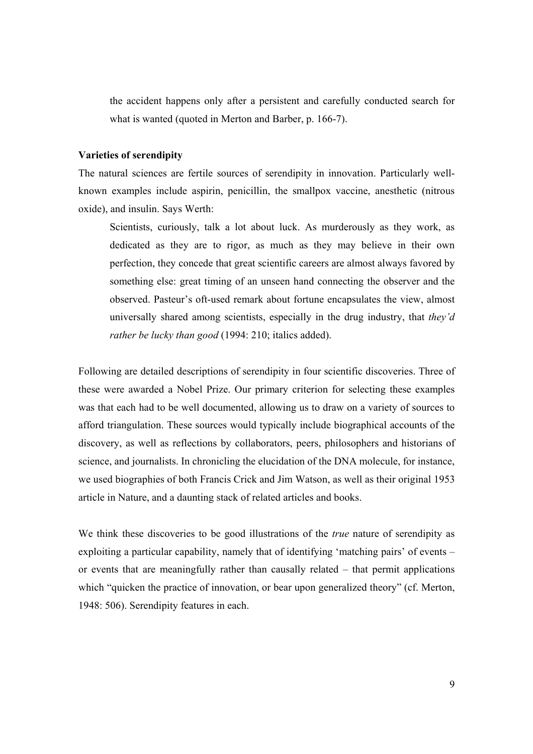> the accident happens only after a persistent and carefully conducted search for what is wanted (quoted in Merton and Barber, p. 166-7).

**Varieties of serendipity**

The natural sciences are fertile sources of serendipity in innovation. Particularly well-known examples include aspirin, penicillin, the smallpox vaccine, anesthetic (nitrous oxide), and insulin. Says Werth:

> Scientists, curiously, talk a lot about luck. As murderously as they work, as dedicated as they are to rigor, as much as they may believe in their own perfection, they concede that great scientific careers are almost always favored by something else: great timing of an unseen hand connecting the observer and the observed. Pasteur's oft-used remark about fortune encapsulates the view, almost universally shared among scientists, especially in the drug industry, that *they'd rather be lucky than good* (1994: 210; italics added).

Following are detailed descriptions of serendipity in four scientific discoveries. Three of these were awarded a Nobel Prize. Our primary criterion for selecting these examples was that each had to be well documented, allowing us to draw on a variety of sources to afford triangulation. These sources would typically include biographical accounts of the discovery, as well as reflections by collaborators, peers, philosophers and historians of science, and journalists. In chronicling the elucidation of the DNA molecule, for instance, we used biographies of both Francis Crick and Jim Watson, as well as their original 1953 article in Nature, and a daunting stack of related articles and books.

We think these discoveries to be good illustrations of the *true* nature of serendipity as exploiting a particular capability, namely that of identifying 'matching pairs' of events – or events that are meaningfully rather than causally related – that permit applications which "quicken the practice of innovation, or bear upon generalized theory" (cf. Merton, 1948: 506). Serendipity features in each.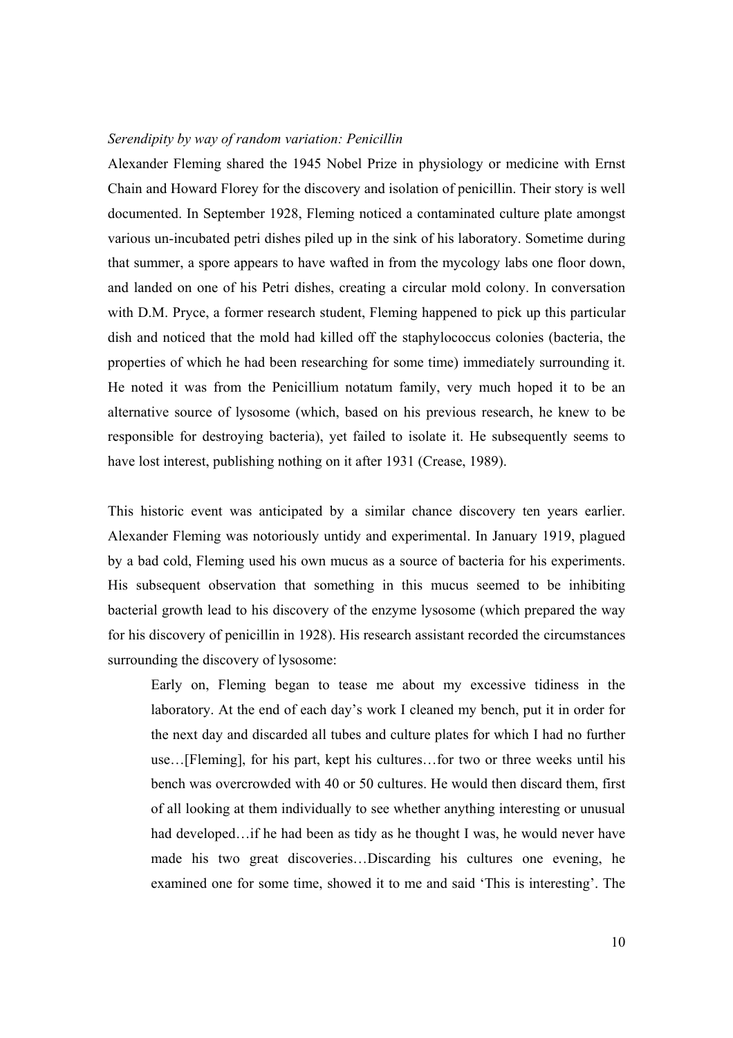*Serendipity by way of random variation: Penicillin*

Alexander Fleming shared the 1945 Nobel Prize in physiology or medicine with Ernst Chain and Howard Florey for the discovery and isolation of penicillin. Their story is well documented. In September 1928, Fleming noticed a contaminated culture plate amongst various un-incubated petri dishes piled up in the sink of his laboratory. Sometime during that summer, a spore appears to have wafted in from the mycology labs one floor down, and landed on one of his Petri dishes, creating a circular mold colony. In conversation with D.M. Pryce, a former research student, Fleming happened to pick up this particular dish and noticed that the mold had killed off the staphylococcus colonies (bacteria, the properties of which he had been researching for some time) immediately surrounding it. He noted it was from the Penicillium notatum family, very much hoped it to be an alternative source of lysosome (which, based on his previous research, he knew to be responsible for destroying bacteria), yet failed to isolate it. He subsequently seems to have lost interest, publishing nothing on it after 1931 (Crease, 1989).

This historic event was anticipated by a similar chance discovery ten years earlier. Alexander Fleming was notoriously untidy and experimental. In January 1919, plagued by a bad cold, Fleming used his own mucus as a source of bacteria for his experiments. His subsequent observation that something in this mucus seemed to be inhibiting bacterial growth lead to his discovery of the enzyme lysosome (which prepared the way for his discovery of penicillin in 1928). His research assistant recorded the circumstances surrounding the discovery of lysosome:

> Early on, Fleming began to tease me about my excessive tidiness in the laboratory. At the end of each day's work I cleaned my bench, put it in order for the next day and discarded all tubes and culture plates for which I had no further use…[Fleming], for his part, kept his cultures…for two or three weeks until his bench was overcrowded with 40 or 50 cultures. He would then discard them, first of all looking at them individually to see whether anything interesting or unusual had developed…if he had been as tidy as he thought I was, he would never have made his two great discoveries…Discarding his cultures one evening, he examined one for some time, showed it to me and said 'This is interesting'. The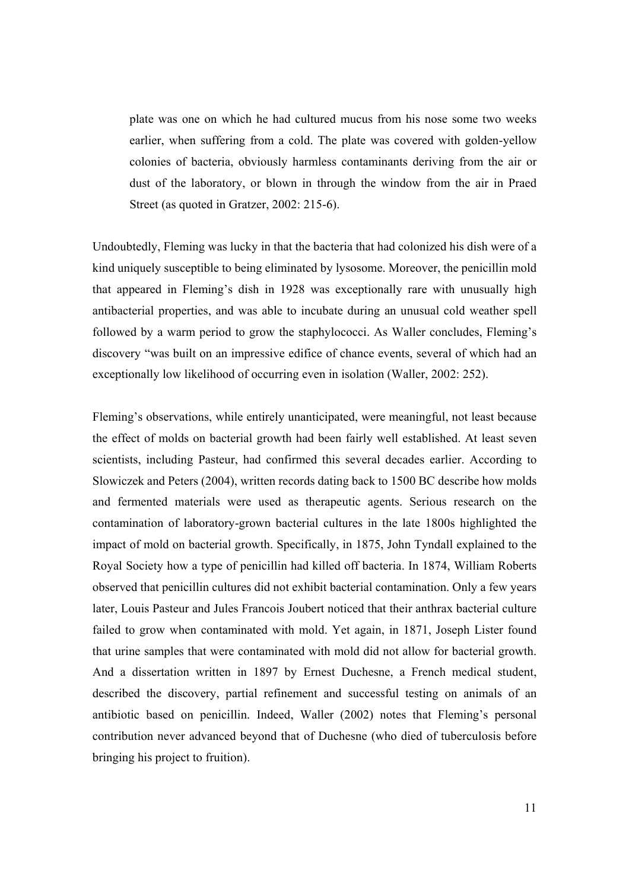> plate was one on which he had cultured mucus from his nose some two weeks earlier, when suffering from a cold. The plate was covered with golden-yellow colonies of bacteria, obviously harmless contaminants deriving from the air or dust of the laboratory, or blown in through the window from the air in Praed Street (as quoted in Gratzer, 2002: 215-6).

Undoubtedly, Fleming was lucky in that the bacteria that had colonized his dish were of a kind uniquely susceptible to being eliminated by lysosome. Moreover, the penicillin mold that appeared in Fleming's dish in 1928 was exceptionally rare with unusually high antibacterial properties, and was able to incubate during an unusual cold weather spell followed by a warm period to grow the staphylococci. As Waller concludes, Fleming's discovery "was built on an impressive edifice of chance events, several of which had an exceptionally low likelihood of occurring even in isolation (Waller, 2002: 252).

Fleming's observations, while entirely unanticipated, were meaningful, not least because the effect of molds on bacterial growth had been fairly well established. At least seven scientists, including Pasteur, had confirmed this several decades earlier. According to Slowiczek and Peters (2004), written records dating back to 1500 BC describe how molds and fermented materials were used as therapeutic agents. Serious research on the contamination of laboratory-grown bacterial cultures in the late 1800s highlighted the impact of mold on bacterial growth. Specifically, in 1875, John Tyndall explained to the Royal Society how a type of penicillin had killed off bacteria. In 1874, William Roberts observed that penicillin cultures did not exhibit bacterial contamination. Only a few years later, Louis Pasteur and Jules Francois Joubert noticed that their anthrax bacterial culture failed to grow when contaminated with mold. Yet again, in 1871, Joseph Lister found that urine samples that were contaminated with mold did not allow for bacterial growth. And a dissertation written in 1897 by Ernest Duchesne, a French medical student, described the discovery, partial refinement and successful testing on animals of an antibiotic based on penicillin. Indeed, Waller (2002) notes that Fleming's personal contribution never advanced beyond that of Duchesne (who died of tuberculosis before bringing his project to fruition).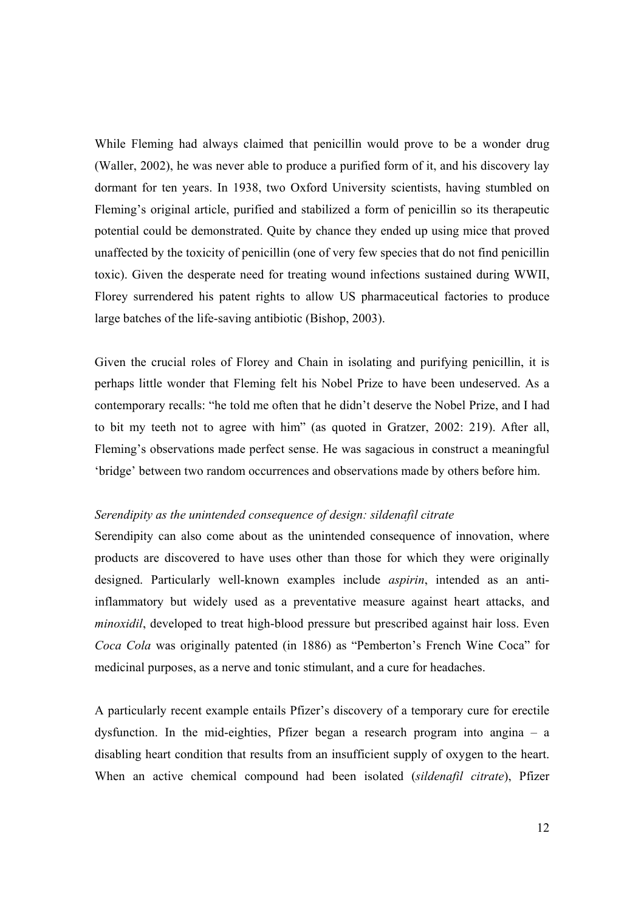While Fleming had always claimed that penicillin would prove to be a wonder drug (Waller, 2002), he was never able to produce a purified form of it, and his discovery lay dormant for ten years. In 1938, two Oxford University scientists, having stumbled on Fleming's original article, purified and stabilized a form of penicillin so its therapeutic potential could be demonstrated. Quite by chance they ended up using mice that proved unaffected by the toxicity of penicillin (one of very few species that do not find penicillin toxic). Given the desperate need for treating wound infections sustained during WWII, Florey surrendered his patent rights to allow US pharmaceutical factories to produce large batches of the life-saving antibiotic (Bishop, 2003).

Given the crucial roles of Florey and Chain in isolating and purifying penicillin, it is perhaps little wonder that Fleming felt his Nobel Prize to have been undeserved. As a contemporary recalls: "he told me often that he didn't deserve the Nobel Prize, and I had to bit my teeth not to agree with him" (as quoted in Gratzer, 2002: 219). After all, Fleming's observations made perfect sense. He was sagacious in construct a meaningful 'bridge' between two random occurrences and observations made by others before him.

*Serendipity as the unintended consequence of design: sildenafil citrate*

Serendipity can also come about as the unintended consequence of innovation, where products are discovered to have uses other than those for which they were originally designed. Particularly well-known examples include *aspirin*, intended as an anti-inflammatory but widely used as a preventative measure against heart attacks, and *minoxidil*, developed to treat high-blood pressure but prescribed against hair loss. Even *Coca Cola* was originally patented (in 1886) as "Pemberton's French Wine Coca" for medicinal purposes, as a nerve and tonic stimulant, and a cure for headaches.

A particularly recent example entails Pfizer's discovery of a temporary cure for erectile dysfunction. In the mid-eighties, Pfizer began a research program into angina – a disabling heart condition that results from an insufficient supply of oxygen to the heart. When an active chemical compound had been isolated (*sildenafil citrate*), Pfizer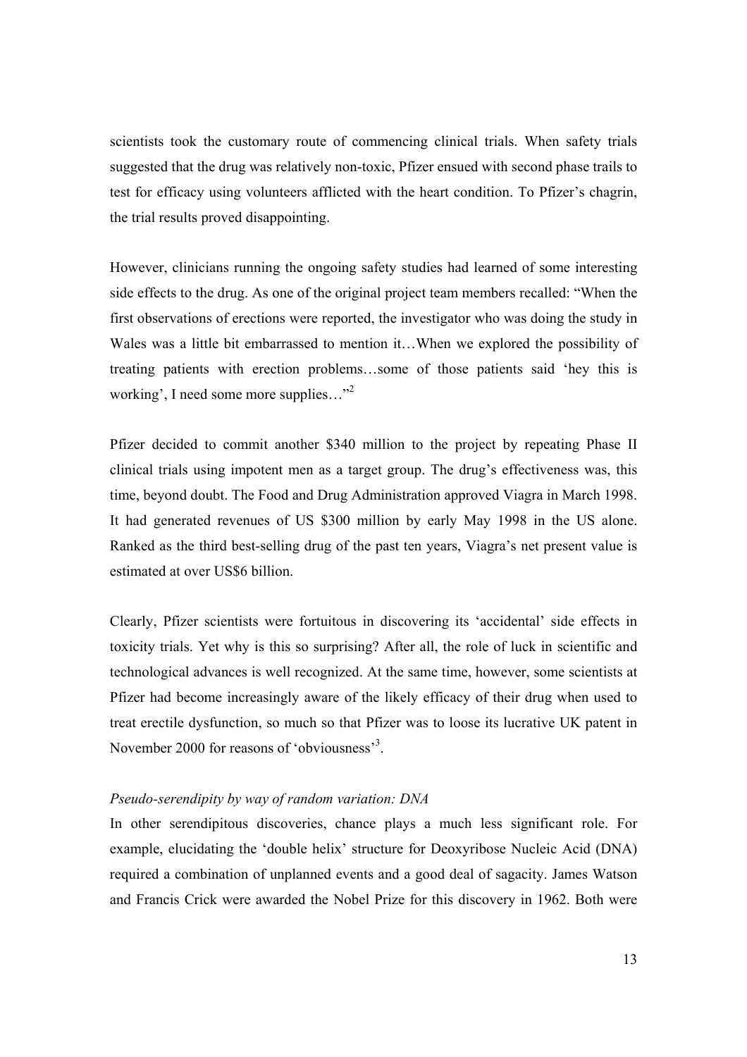scientists took the customary route of commencing clinical trials. When safety trials suggested that the drug was relatively non-toxic, Pfizer ensued with second phase trails to test for efficacy using volunteers afflicted with the heart condition. To Pfizer's chagrin, the trial results proved disappointing.

However, clinicians running the ongoing safety studies had learned of some interesting side effects to the drug. As one of the original project team members recalled: "When the first observations of erections were reported, the investigator who was doing the study in Wales was a little bit embarrassed to mention it…When we explored the possibility of treating patients with erection problems…some of those patients said 'hey this is working', I need some more supplies…"[2]

Pfizer decided to commit another $340 million to the project by repeating Phase II clinical trials using impotent men as a target group. The drug's effectiveness was, this time, beyond doubt. The Food and Drug Administration approved Viagra in March 1998. It had generated revenues of US $300 million by early May 1998 in the US alone. Ranked as the third best-selling drug of the past ten years, Viagra's net present value is estimated at over US$6 billion.

Clearly, Pfizer scientists were fortuitous in discovering its 'accidental' side effects in toxicity trials. Yet why is this so surprising? After all, the role of luck in scientific and technological advances is well recognized. At the same time, however, some scientists at Pfizer had become increasingly aware of the likely efficacy of their drug when used to treat erectile dysfunction, so much so that Pfizer was to loose its lucrative UK patent in November 2000 for reasons of 'obviousness'[3].

*Pseudo-serendipity by way of random variation: DNA*

In other serendipitous discoveries, chance plays a much less significant role. For example, elucidating the 'double helix' structure for Deoxyribose Nucleic Acid (DNA) required a combination of unplanned events and a good deal of sagacity. James Watson and Francis Crick were awarded the Nobel Prize for this discovery in 1962. Both were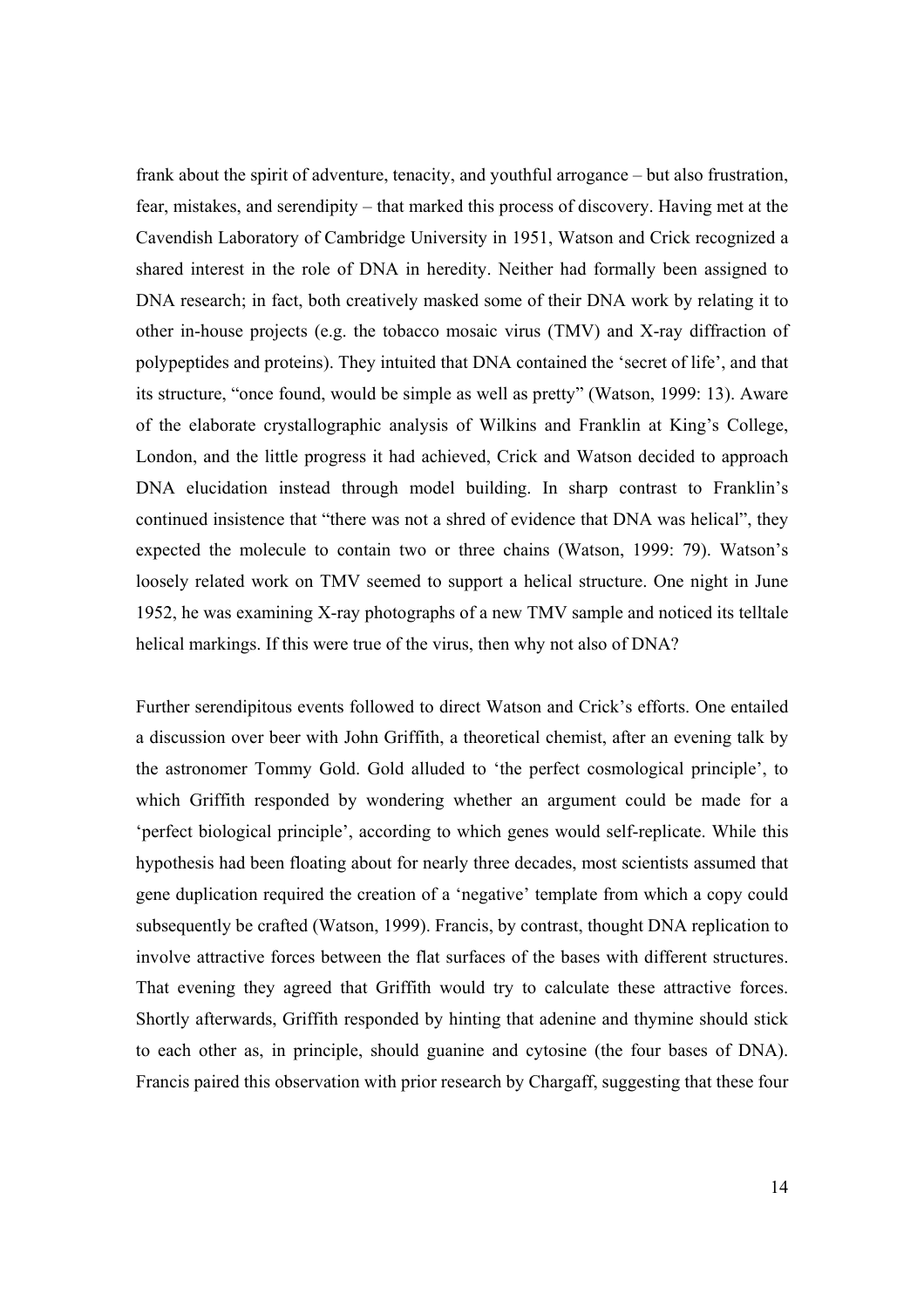frank about the spirit of adventure, tenacity, and youthful arrogance – but also frustration, fear, mistakes, and serendipity – that marked this process of discovery. Having met at the Cavendish Laboratory of Cambridge University in 1951, Watson and Crick recognized a shared interest in the role of DNA in heredity. Neither had formally been assigned to DNA research; in fact, both creatively masked some of their DNA work by relating it to other in-house projects (e.g. the tobacco mosaic virus (TMV) and X-ray diffraction of polypeptides and proteins). They intuited that DNA contained the 'secret of life', and that its structure, "once found, would be simple as well as pretty" (Watson, 1999: 13). Aware of the elaborate crystallographic analysis of Wilkins and Franklin at King's College, London, and the little progress it had achieved, Crick and Watson decided to approach DNA elucidation instead through model building. In sharp contrast to Franklin's continued insistence that "there was not a shred of evidence that DNA was helical", they expected the molecule to contain two or three chains (Watson, 1999: 79). Watson's loosely related work on TMV seemed to support a helical structure. One night in June 1952, he was examining X-ray photographs of a new TMV sample and noticed its telltale helical markings. If this were true of the virus, then why not also of DNA?

Further serendipitous events followed to direct Watson and Crick's efforts. One entailed a discussion over beer with John Griffith, a theoretical chemist, after an evening talk by the astronomer Tommy Gold. Gold alluded to 'the perfect cosmological principle', to which Griffith responded by wondering whether an argument could be made for a 'perfect biological principle', according to which genes would self-replicate. While this hypothesis had been floating about for nearly three decades, most scientists assumed that gene duplication required the creation of a 'negative' template from which a copy could subsequently be crafted (Watson, 1999). Francis, by contrast, thought DNA replication to involve attractive forces between the flat surfaces of the bases with different structures. That evening they agreed that Griffith would try to calculate these attractive forces. Shortly afterwards, Griffith responded by hinting that adenine and thymine should stick to each other as, in principle, should guanine and cytosine (the four bases of DNA). Francis paired this observation with prior research by Chargaff, suggesting that these four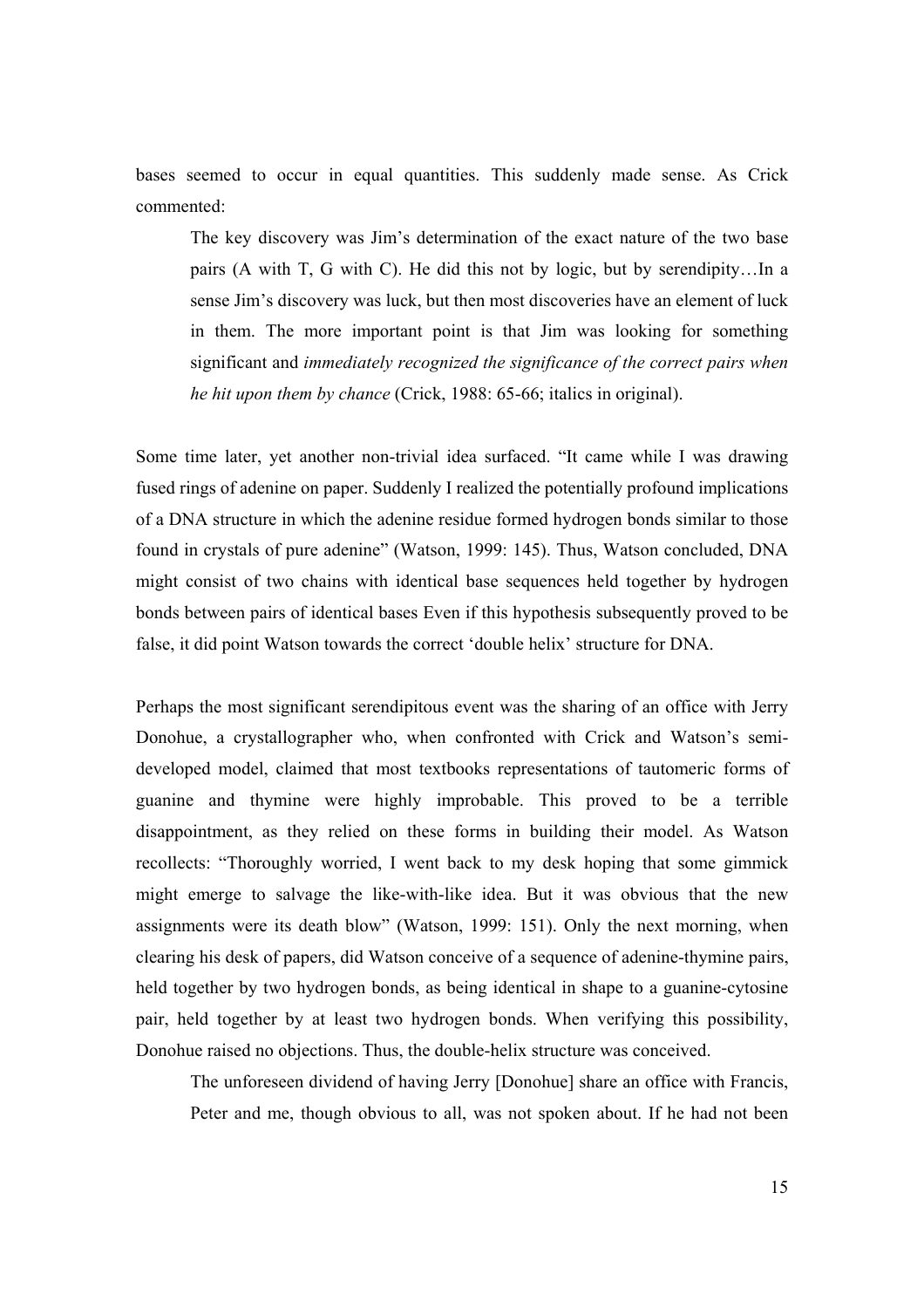bases seemed to occur in equal quantities. This suddenly made sense. As Crick commented:

> The key discovery was Jim's determination of the exact nature of the two base pairs (A with T, G with C). He did this not by logic, but by serendipity…In a sense Jim's discovery was luck, but then most discoveries have an element of luck in them. The more important point is that Jim was looking for something significant and *immediately recognized the significance of the correct pairs when he hit upon them by chance* (Crick, 1988: 65-66; italics in original).

Some time later, yet another non-trivial idea surfaced. "It came while I was drawing fused rings of adenine on paper. Suddenly I realized the potentially profound implications of a DNA structure in which the adenine residue formed hydrogen bonds similar to those found in crystals of pure adenine" (Watson, 1999: 145). Thus, Watson concluded, DNA might consist of two chains with identical base sequences held together by hydrogen bonds between pairs of identical bases Even if this hypothesis subsequently proved to be false, it did point Watson towards the correct 'double helix' structure for DNA.

Perhaps the most significant serendipitous event was the sharing of an office with Jerry Donohue, a crystallographer who, when confronted with Crick and Watson's semi-developed model, claimed that most textbooks representations of tautomeric forms of guanine and thymine were highly improbable. This proved to be a terrible disappointment, as they relied on these forms in building their model. As Watson recollects: "Thoroughly worried, I went back to my desk hoping that some gimmick might emerge to salvage the like-with-like idea. But it was obvious that the new assignments were its death blow" (Watson, 1999: 151). Only the next morning, when clearing his desk of papers, did Watson conceive of a sequence of adenine-thymine pairs, held together by two hydrogen bonds, as being identical in shape to a guanine-cytosine pair, held together by at least two hydrogen bonds. When verifying this possibility, Donohue raised no objections. Thus, the double-helix structure was conceived.

> The unforeseen dividend of having Jerry [Donohue] share an office with Francis, Peter and me, though obvious to all, was not spoken about. If he had not been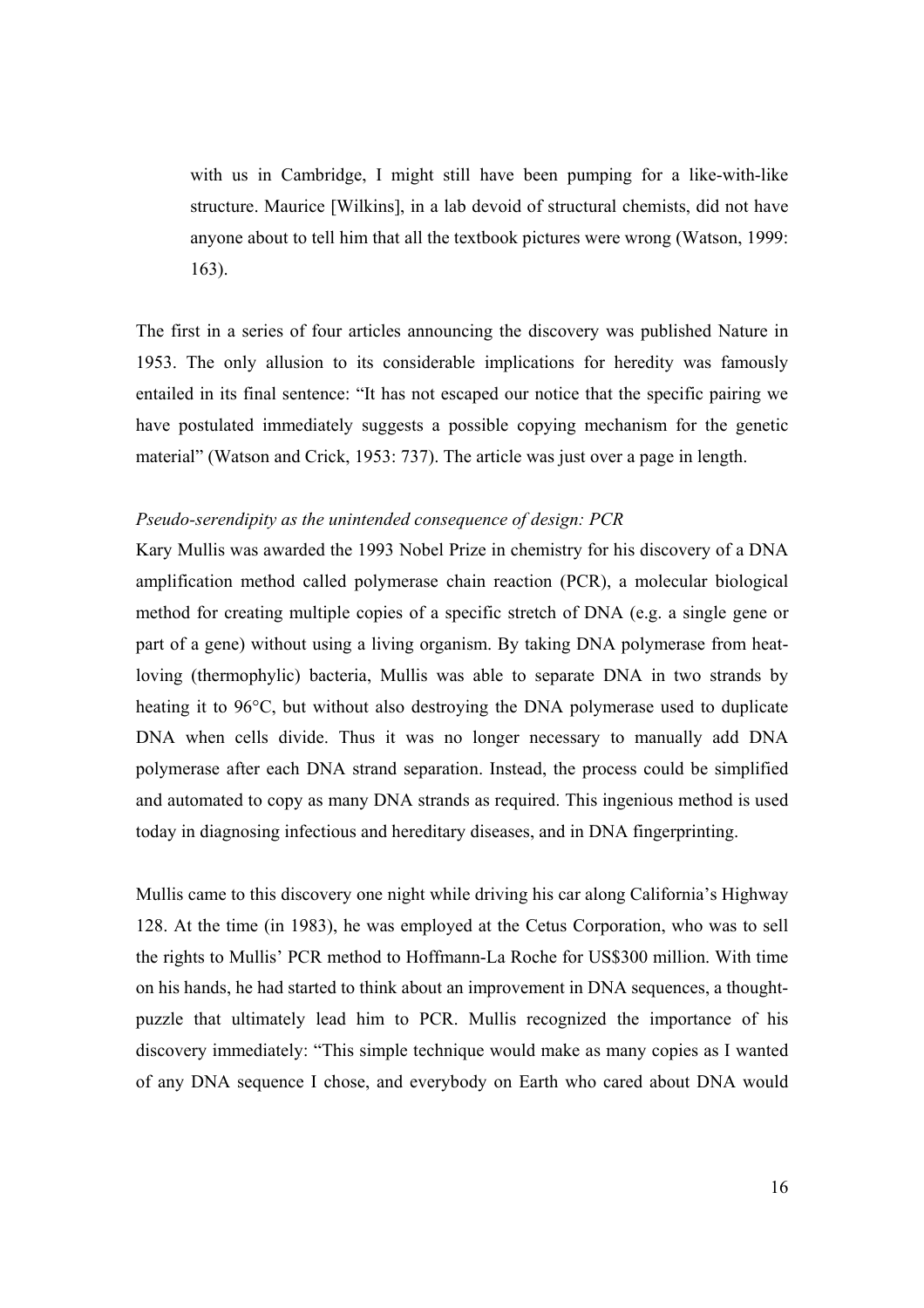> with us in Cambridge, I might still have been pumping for a like-with-like structure. Maurice [Wilkins], in a lab devoid of structural chemists, did not have anyone about to tell him that all the textbook pictures were wrong (Watson, 1999: 163).

The first in a series of four articles announcing the discovery was published Nature in 1953. The only allusion to its considerable implications for heredity was famously entailed in its final sentence: "It has not escaped our notice that the specific pairing we have postulated immediately suggests a possible copying mechanism for the genetic material" (Watson and Crick, 1953: 737). The article was just over a page in length.

*Pseudo-serendipity as the unintended consequence of design: PCR*

Kary Mullis was awarded the 1993 Nobel Prize in chemistry for his discovery of a DNA amplification method called polymerase chain reaction (PCR), a molecular biological method for creating multiple copies of a specific stretch of DNA (e.g. a single gene or part of a gene) without using a living organism. By taking DNA polymerase from heat-loving (thermophylic) bacteria, Mullis was able to separate DNA in two strands by heating it to 96°C, but without also destroying the DNA polymerase used to duplicate DNA when cells divide. Thus it was no longer necessary to manually add DNA polymerase after each DNA strand separation. Instead, the process could be simplified and automated to copy as many DNA strands as required. This ingenious method is used today in diagnosing infectious and hereditary diseases, and in DNA fingerprinting.

Mullis came to this discovery one night while driving his car along California's Highway 128. At the time (in 1983), he was employed at the Cetus Corporation, who was to sell the rights to Mullis' PCR method to Hoffmann-La Roche for US$300 million. With time on his hands, he had started to think about an improvement in DNA sequences, a thought-puzzle that ultimately lead him to PCR. Mullis recognized the importance of his discovery immediately: "This simple technique would make as many copies as I wanted of any DNA sequence I chose, and everybody on Earth who cared about DNA would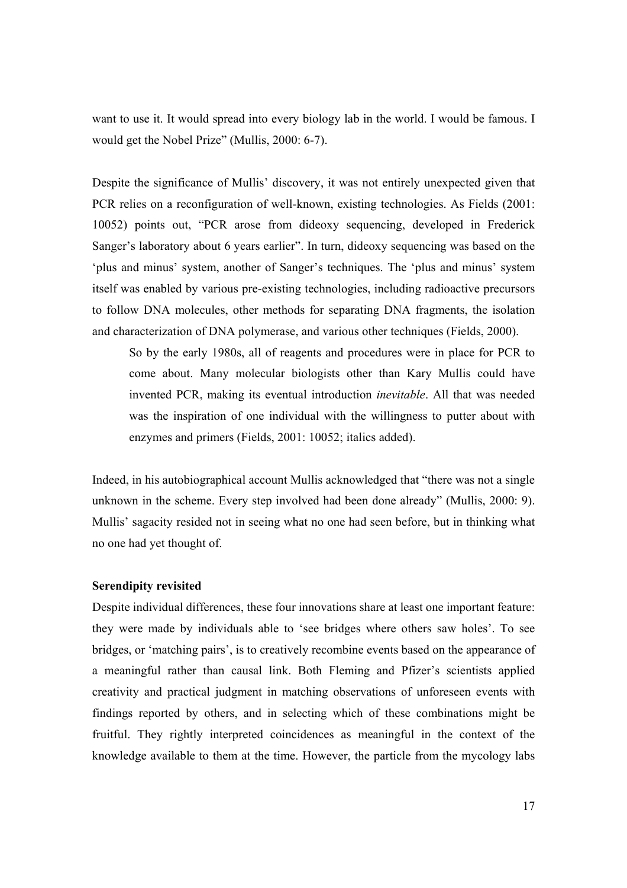want to use it. It would spread into every biology lab in the world. I would be famous. I would get the Nobel Prize" (Mullis, 2000: 6-7).

Despite the significance of Mullis' discovery, it was not entirely unexpected given that PCR relies on a reconfiguration of well-known, existing technologies. As Fields (2001: 10052) points out, "PCR arose from dideoxy sequencing, developed in Frederick Sanger's laboratory about 6 years earlier". In turn, dideoxy sequencing was based on the 'plus and minus' system, another of Sanger's techniques. The 'plus and minus' system itself was enabled by various pre-existing technologies, including radioactive precursors to follow DNA molecules, other methods for separating DNA fragments, the isolation and characterization of DNA polymerase, and various other techniques (Fields, 2000).

> So by the early 1980s, all of reagents and procedures were in place for PCR to come about. Many molecular biologists other than Kary Mullis could have invented PCR, making its eventual introduction *inevitable*. All that was needed was the inspiration of one individual with the willingness to putter about with enzymes and primers (Fields, 2001: 10052; italics added).

Indeed, in his autobiographical account Mullis acknowledged that "there was not a single unknown in the scheme. Every step involved had been done already" (Mullis, 2000: 9). Mullis' sagacity resided not in seeing what no one had seen before, but in thinking what no one had yet thought of.

**Serendipity revisited**

Despite individual differences, these four innovations share at least one important feature: they were made by individuals able to 'see bridges where others saw holes'. To see bridges, or 'matching pairs', is to creatively recombine events based on the appearance of a meaningful rather than causal link. Both Fleming and Pfizer's scientists applied creativity and practical judgment in matching observations of unforeseen events with findings reported by others, and in selecting which of these combinations might be fruitful. They rightly interpreted coincidences as meaningful in the context of the knowledge available to them at the time. However, the particle from the mycology labs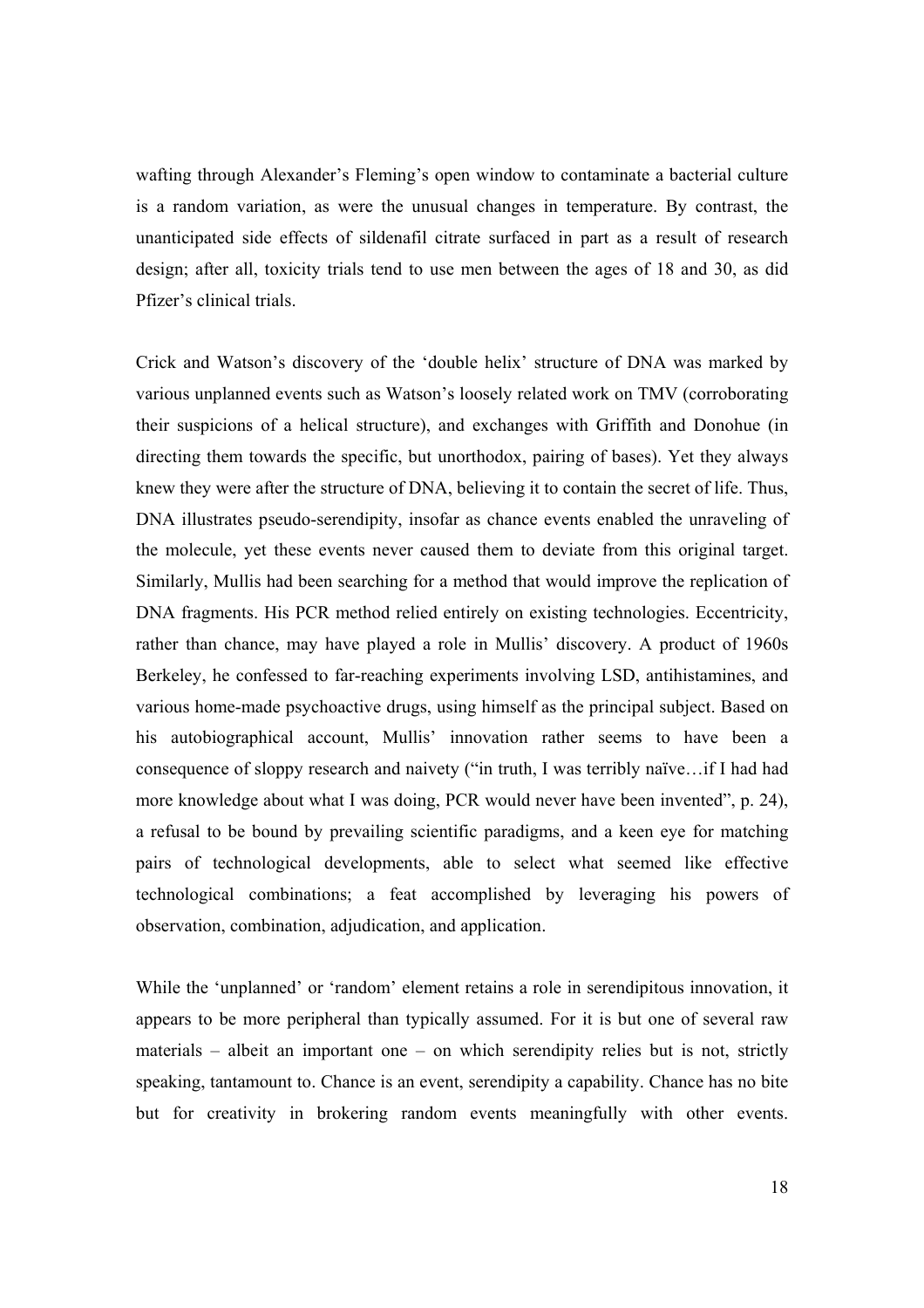wafting through Alexander's Fleming's open window to contaminate a bacterial culture is a random variation, as were the unusual changes in temperature. By contrast, the unanticipated side effects of sildenafil citrate surfaced in part as a result of research design; after all, toxicity trials tend to use men between the ages of 18 and 30, as did Pfizer's clinical trials.

Crick and Watson's discovery of the 'double helix' structure of DNA was marked by various unplanned events such as Watson's loosely related work on TMV (corroborating their suspicions of a helical structure), and exchanges with Griffith and Donohue (in directing them towards the specific, but unorthodox, pairing of bases). Yet they always knew they were after the structure of DNA, believing it to contain the secret of life. Thus, DNA illustrates pseudo-serendipity, insofar as chance events enabled the unraveling of the molecule, yet these events never caused them to deviate from this original target. Similarly, Mullis had been searching for a method that would improve the replication of DNA fragments. His PCR method relied entirely on existing technologies. Eccentricity, rather than chance, may have played a role in Mullis' discovery. A product of 1960s Berkeley, he confessed to far-reaching experiments involving LSD, antihistamines, and various home-made psychoactive drugs, using himself as the principal subject. Based on his autobiographical account, Mullis' innovation rather seems to have been a consequence of sloppy research and naivety ("in truth, I was terribly naïve…if I had had more knowledge about what I was doing, PCR would never have been invented", p. 24), a refusal to be bound by prevailing scientific paradigms, and a keen eye for matching pairs of technological developments, able to select what seemed like effective technological combinations; a feat accomplished by leveraging his powers of observation, combination, adjudication, and application.

While the 'unplanned' or 'random' element retains a role in serendipitous innovation, it appears to be more peripheral than typically assumed. For it is but one of several raw materials – albeit an important one – on which serendipity relies but is not, strictly speaking, tantamount to. Chance is an event, serendipity a capability. Chance has no bite but for creativity in brokering random events meaningfully with other events.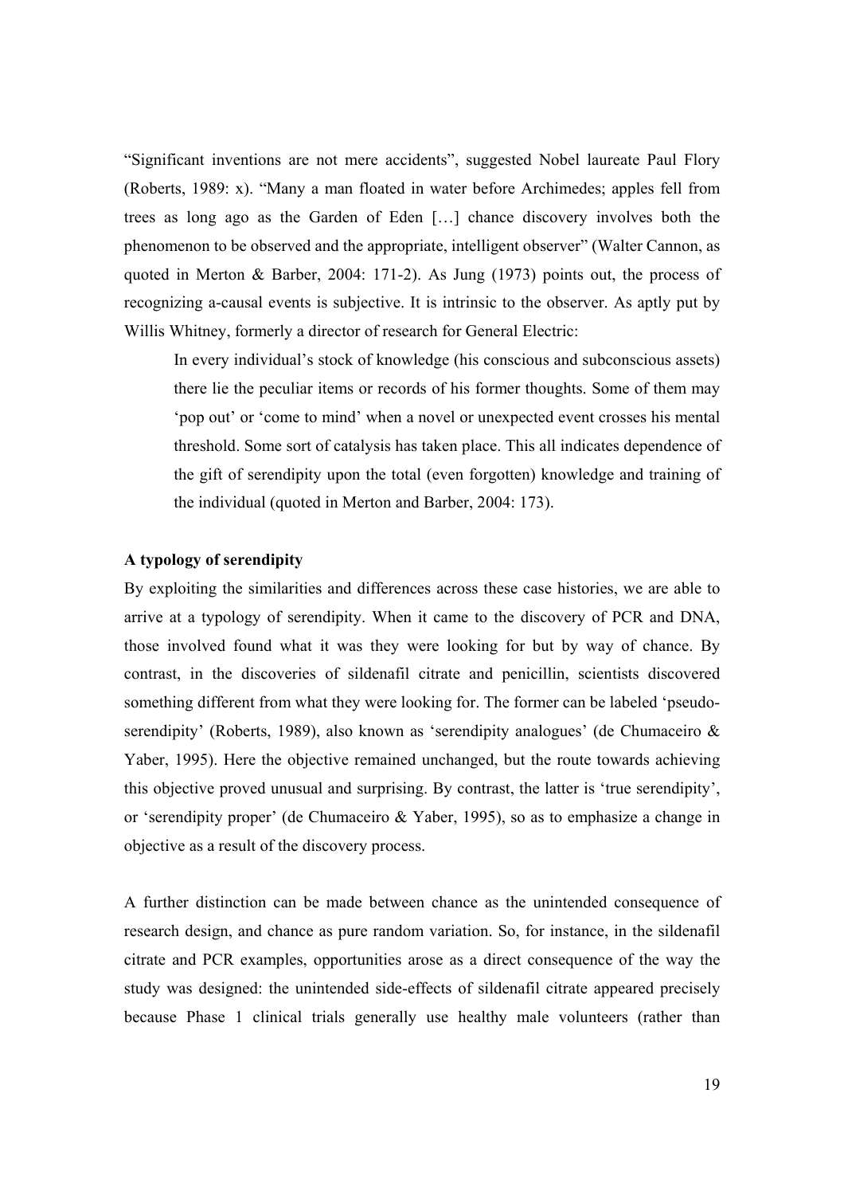"Significant inventions are not mere accidents", suggested Nobel laureate Paul Flory (Roberts, 1989: x). "Many a man floated in water before Archimedes; apples fell from trees as long ago as the Garden of Eden […] chance discovery involves both the phenomenon to be observed and the appropriate, intelligent observer" (Walter Cannon, as quoted in Merton & Barber, 2004: 171-2). As Jung (1973) points out, the process of recognizing a-causal events is subjective. It is intrinsic to the observer. As aptly put by Willis Whitney, formerly a director of research for General Electric:

> In every individual's stock of knowledge (his conscious and subconscious assets) there lie the peculiar items or records of his former thoughts. Some of them may 'pop out' or 'come to mind' when a novel or unexpected event crosses his mental threshold. Some sort of catalysis has taken place. This all indicates dependence of the gift of serendipity upon the total (even forgotten) knowledge and training of the individual (quoted in Merton and Barber, 2004: 173).

**A typology of serendipity**

By exploiting the similarities and differences across these case histories, we are able to arrive at a typology of serendipity. When it came to the discovery of PCR and DNA, those involved found what it was they were looking for but by way of chance. By contrast, in the discoveries of sildenafil citrate and penicillin, scientists discovered something different from what they were looking for. The former can be labeled 'pseudo-serendipity' (Roberts, 1989), also known as 'serendipity analogues' (de Chumaceiro & Yaber, 1995). Here the objective remained unchanged, but the route towards achieving this objective proved unusual and surprising. By contrast, the latter is 'true serendipity', or 'serendipity proper' (de Chumaceiro & Yaber, 1995), so as to emphasize a change in objective as a result of the discovery process.

A further distinction can be made between chance as the unintended consequence of research design, and chance as pure random variation. So, for instance, in the sildenafil citrate and PCR examples, opportunities arose as a direct consequence of the way the study was designed: the unintended side-effects of sildenafil citrate appeared precisely because Phase 1 clinical trials generally use healthy male volunteers (rather than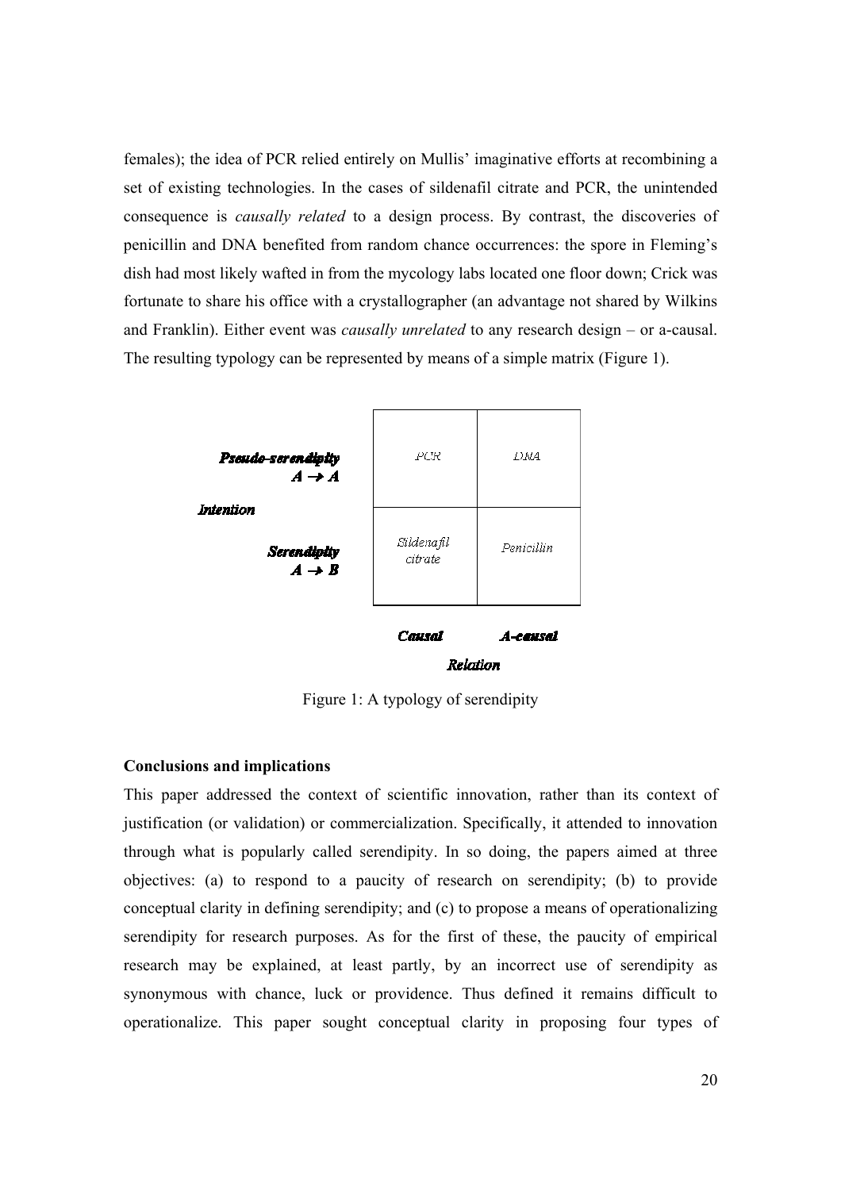females); the idea of PCR relied entirely on Mullis' imaginative efforts at recombining a set of existing technologies. In the cases of sildenafil citrate and PCR, the unintended consequence is *causally related* to a design process. By contrast, the discoveries of penicillin and DNA benefited from random chance occurrences: the spore in Fleming's dish had most likely wafted in from the mycology labs located one floor down; Crick was fortunate to share his office with a crystallographer (an advantage not shared by Wilkins and Franklin). Either event was *causally unrelated* to any research design – or a-causal. The resulting typology can be represented by means of a simple matrix (Figure 1).

| **Intention** | **Causal** | **A-causal** |
|---|---|---|
| ***Pseudo-serendipity*** $A \rightarrow A$ | *PCR* | *DNA* |
| ***Serendipity*** $A \rightarrow B$ | *Sildenafil citrate* | *Penicillin* |
| | ***Relation*** | |

Figure 1: A typology of serendipity

**Conclusions and implications**

This paper addressed the context of scientific innovation, rather than its context of justification (or validation) or commercialization. Specifically, it attended to innovation through what is popularly called serendipity. In so doing, the papers aimed at three objectives: (a) to respond to a paucity of research on serendipity; (b) to provide conceptual clarity in defining serendipity; and (c) to propose a means of operationalizing serendipity for research purposes. As for the first of these, the paucity of empirical research may be explained, at least partly, by an incorrect use of serendipity as synonymous with chance, luck or providence. Thus defined it remains difficult to operationalize. This paper sought conceptual clarity in proposing four types of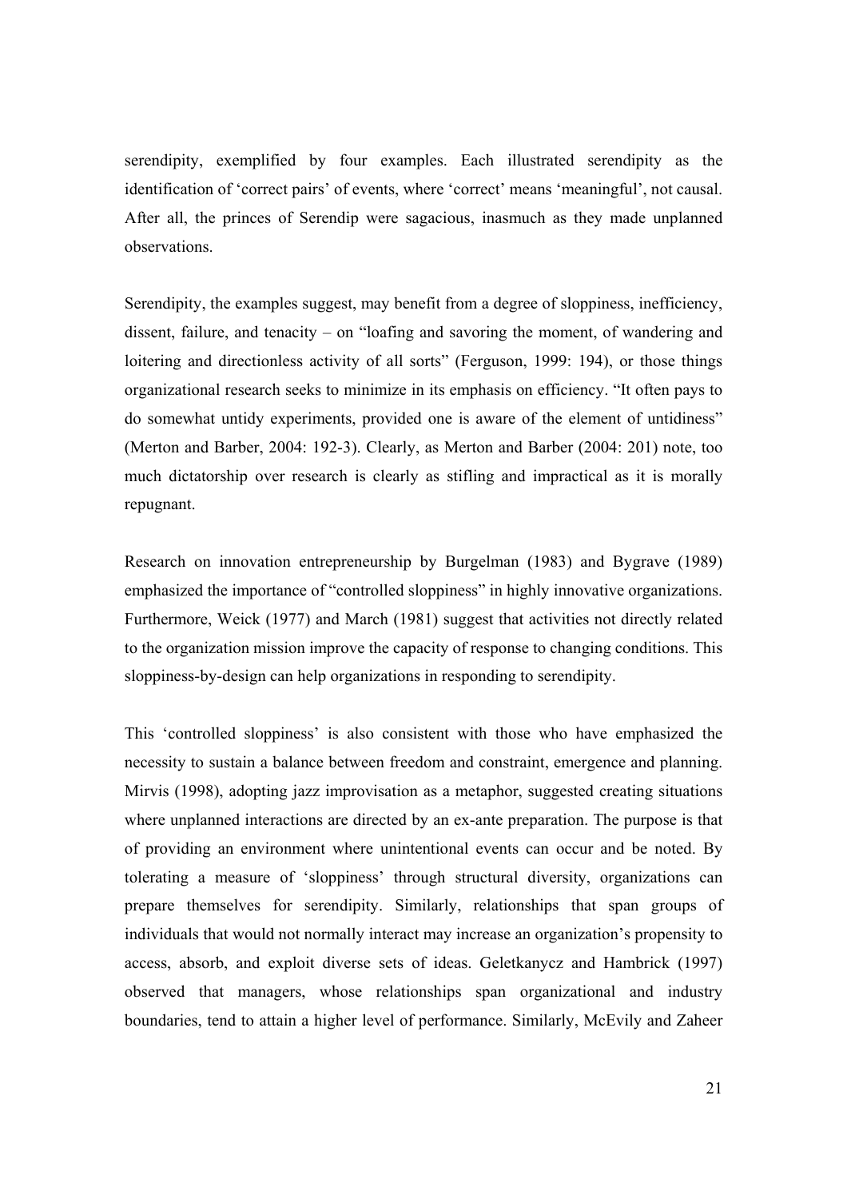serendipity, exemplified by four examples. Each illustrated serendipity as the identification of 'correct pairs' of events, where 'correct' means 'meaningful', not causal. After all, the princes of Serendip were sagacious, inasmuch as they made unplanned observations.

Serendipity, the examples suggest, may benefit from a degree of sloppiness, inefficiency, dissent, failure, and tenacity – on "loafing and savoring the moment, of wandering and loitering and directionless activity of all sorts" (Ferguson, 1999: 194), or those things organizational research seeks to minimize in its emphasis on efficiency. "It often pays to do somewhat untidy experiments, provided one is aware of the element of untidiness" (Merton and Barber, 2004: 192-3). Clearly, as Merton and Barber (2004: 201) note, too much dictatorship over research is clearly as stifling and impractical as it is morally repugnant.

Research on innovation entrepreneurship by Burgelman (1983) and Bygrave (1989) emphasized the importance of "controlled sloppiness" in highly innovative organizations. Furthermore, Weick (1977) and March (1981) suggest that activities not directly related to the organization mission improve the capacity of response to changing conditions. This sloppiness-by-design can help organizations in responding to serendipity.

This 'controlled sloppiness' is also consistent with those who have emphasized the necessity to sustain a balance between freedom and constraint, emergence and planning. Mirvis (1998), adopting jazz improvisation as a metaphor, suggested creating situations where unplanned interactions are directed by an ex-ante preparation. The purpose is that of providing an environment where unintentional events can occur and be noted. By tolerating a measure of 'sloppiness' through structural diversity, organizations can prepare themselves for serendipity. Similarly, relationships that span groups of individuals that would not normally interact may increase an organization's propensity to access, absorb, and exploit diverse sets of ideas. Geletkanycz and Hambrick (1997) observed that managers, whose relationships span organizational and industry boundaries, tend to attain a higher level of performance. Similarly, McEvily and Zaheer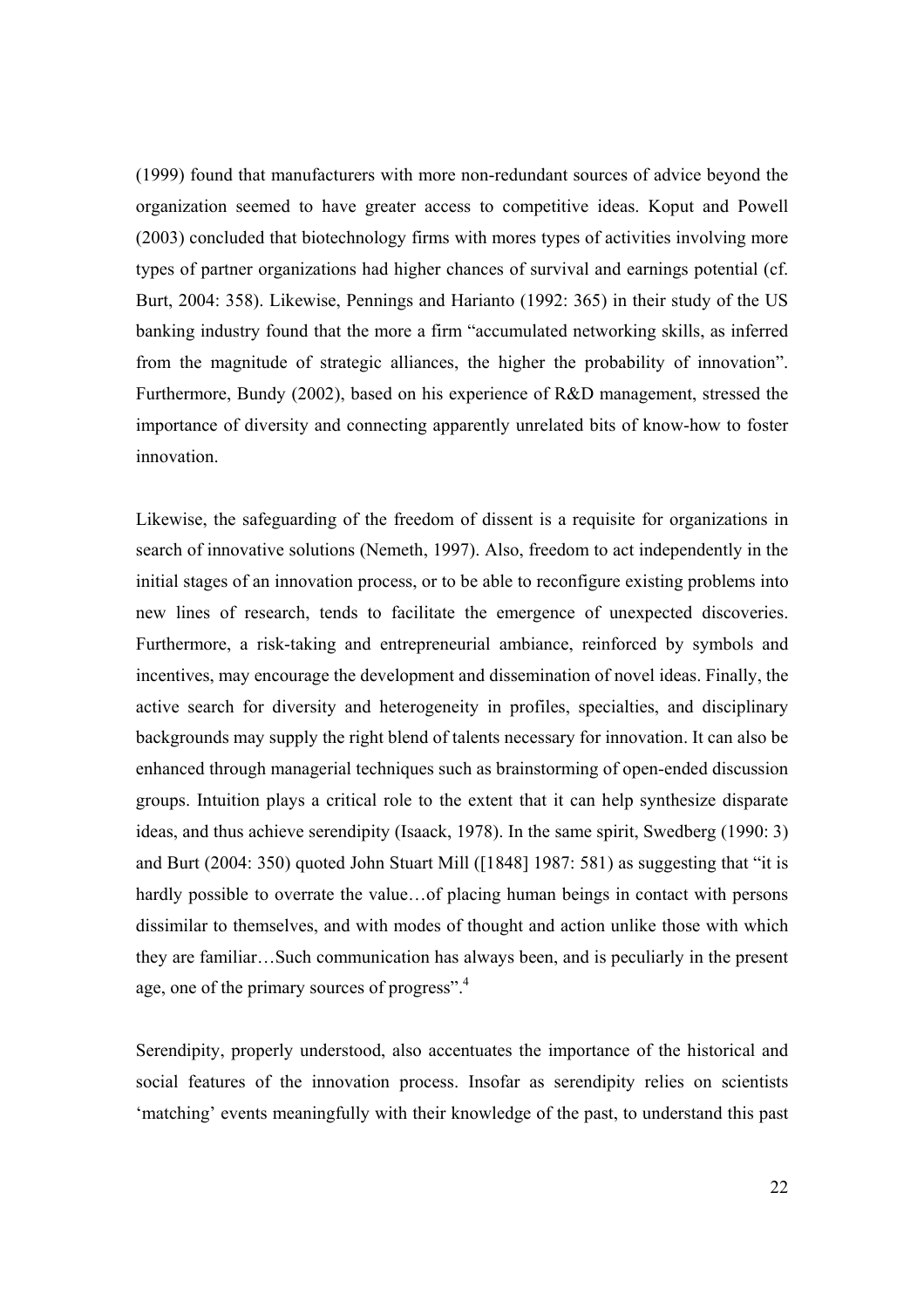(1999) found that manufacturers with more non-redundant sources of advice beyond the organization seemed to have greater access to competitive ideas. Koput and Powell (2003) concluded that biotechnology firms with mores types of activities involving more types of partner organizations had higher chances of survival and earnings potential (cf. Burt, 2004: 358). Likewise, Pennings and Harianto (1992: 365) in their study of the US banking industry found that the more a firm "accumulated networking skills, as inferred from the magnitude of strategic alliances, the higher the probability of innovation". Furthermore, Bundy (2002), based on his experience of R&D management, stressed the importance of diversity and connecting apparently unrelated bits of know-how to foster innovation.

Likewise, the safeguarding of the freedom of dissent is a requisite for organizations in search of innovative solutions (Nemeth, 1997). Also, freedom to act independently in the initial stages of an innovation process, or to be able to reconfigure existing problems into new lines of research, tends to facilitate the emergence of unexpected discoveries. Furthermore, a risk-taking and entrepreneurial ambiance, reinforced by symbols and incentives, may encourage the development and dissemination of novel ideas. Finally, the active search for diversity and heterogeneity in profiles, specialties, and disciplinary backgrounds may supply the right blend of talents necessary for innovation. It can also be enhanced through managerial techniques such as brainstorming of open-ended discussion groups. Intuition plays a critical role to the extent that it can help synthesize disparate ideas, and thus achieve serendipity (Isaack, 1978). In the same spirit, Swedberg (1990: 3) and Burt (2004: 350) quoted John Stuart Mill ([1848] 1987: 581) as suggesting that "it is hardly possible to overrate the value…of placing human beings in contact with persons dissimilar to themselves, and with modes of thought and action unlike those with which they are familiar…Such communication has always been, and is peculiarly in the present age, one of the primary sources of progress".[4]

Serendipity, properly understood, also accentuates the importance of the historical and social features of the innovation process. Insofar as serendipity relies on scientists 'matching' events meaningfully with their knowledge of the past, to understand this past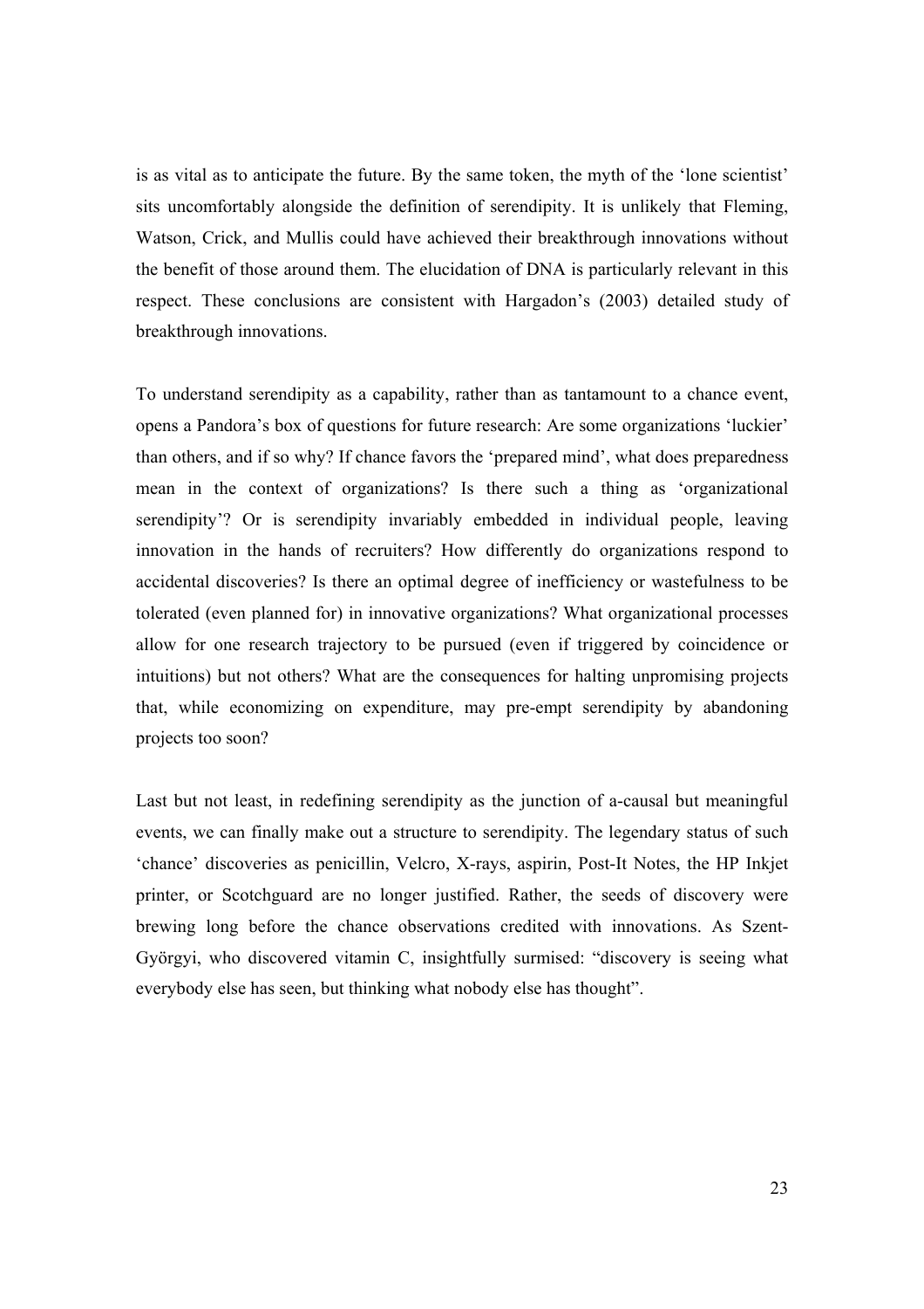is as vital as to anticipate the future. By the same token, the myth of the 'lone scientist' sits uncomfortably alongside the definition of serendipity. It is unlikely that Fleming, Watson, Crick, and Mullis could have achieved their breakthrough innovations without the benefit of those around them. The elucidation of DNA is particularly relevant in this respect. These conclusions are consistent with Hargadon's (2003) detailed study of breakthrough innovations.

To understand serendipity as a capability, rather than as tantamount to a chance event, opens a Pandora's box of questions for future research: Are some organizations 'luckier' than others, and if so why? If chance favors the 'prepared mind', what does preparedness mean in the context of organizations? Is there such a thing as 'organizational serendipity'? Or is serendipity invariably embedded in individual people, leaving innovation in the hands of recruiters? How differently do organizations respond to accidental discoveries? Is there an optimal degree of inefficiency or wastefulness to be tolerated (even planned for) in innovative organizations? What organizational processes allow for one research trajectory to be pursued (even if triggered by coincidence or intuitions) but not others? What are the consequences for halting unpromising projects that, while economizing on expenditure, may pre-empt serendipity by abandoning projects too soon?

Last but not least, in redefining serendipity as the junction of a-causal but meaningful events, we can finally make out a structure to serendipity. The legendary status of such 'chance' discoveries as penicillin, Velcro, X-rays, aspirin, Post-It Notes, the HP Inkjet printer, or Scotchguard are no longer justified. Rather, the seeds of discovery were brewing long before the chance observations credited with innovations. As Szent-Györgyi, who discovered vitamin C, insightfully surmised: "discovery is seeing what everybody else has seen, but thinking what nobody else has thought".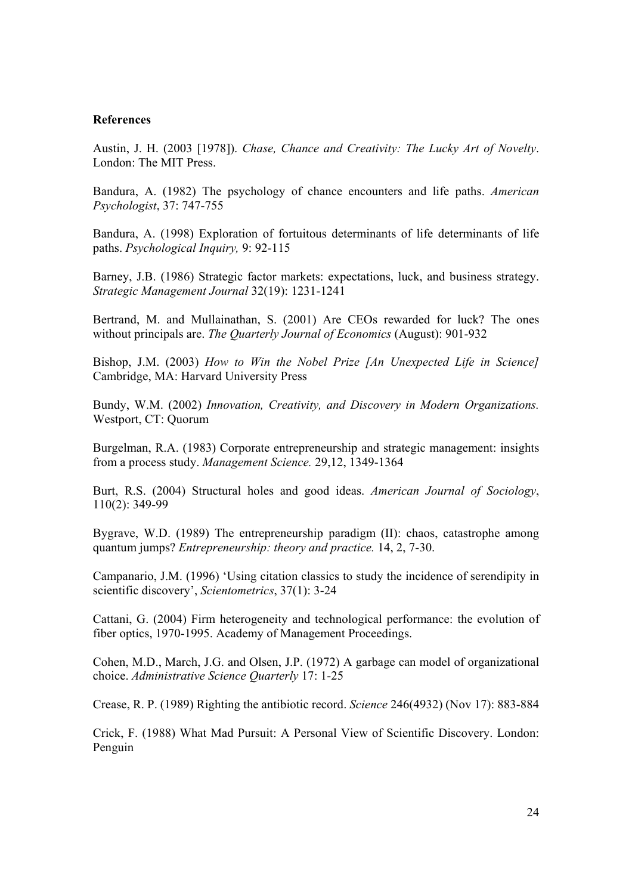**References**

Austin, J. H. (2003 [1978]). *Chase, Chance and Creativity: The Lucky Art of Novelty*. London: The MIT Press.

Bandura, A. (1982) The psychology of chance encounters and life paths. *American Psychologist*, 37: 747-755

Bandura, A. (1998) Exploration of fortuitous determinants of life determinants of life paths. *Psychological Inquiry,* 9: 92-115

Barney, J.B. (1986) Strategic factor markets: expectations, luck, and business strategy. *Strategic Management Journal* 32(19): 1231-1241

Bertrand, M. and Mullainathan, S. (2001) Are CEOs rewarded for luck? The ones without principals are. *The Quarterly Journal of Economics* (August): 901-932

Bishop, J.M. (2003) *How to Win the Nobel Prize [An Unexpected Life in Science]* Cambridge, MA: Harvard University Press

Bundy, W.M. (2002) *Innovation, Creativity, and Discovery in Modern Organizations.* Westport, CT: Quorum

Burgelman, R.A. (1983) Corporate entrepreneurship and strategic management: insights from a process study. *Management Science.* 29,12, 1349-1364

Burt, R.S. (2004) Structural holes and good ideas. *American Journal of Sociology*, 110(2): 349-99

Bygrave, W.D. (1989) The entrepreneurship paradigm (II): chaos, catastrophe among quantum jumps? *Entrepreneurship: theory and practice.* 14, 2, 7-30.

Campanario, J.M. (1996) 'Using citation classics to study the incidence of serendipity in scientific discovery', *Scientometrics*, 37(1): 3-24

Cattani, G. (2004) Firm heterogeneity and technological performance: the evolution of fiber optics, 1970-1995. Academy of Management Proceedings.

Cohen, M.D., March, J.G. and Olsen, J.P. (1972) A garbage can model of organizational choice. *Administrative Science Quarterly* 17: 1-25

Crease, R. P. (1989) Righting the antibiotic record. *Science* 246(4932) (Nov 17): 883-884

Crick, F. (1988) What Mad Pursuit: A Personal View of Scientific Discovery. London: Penguin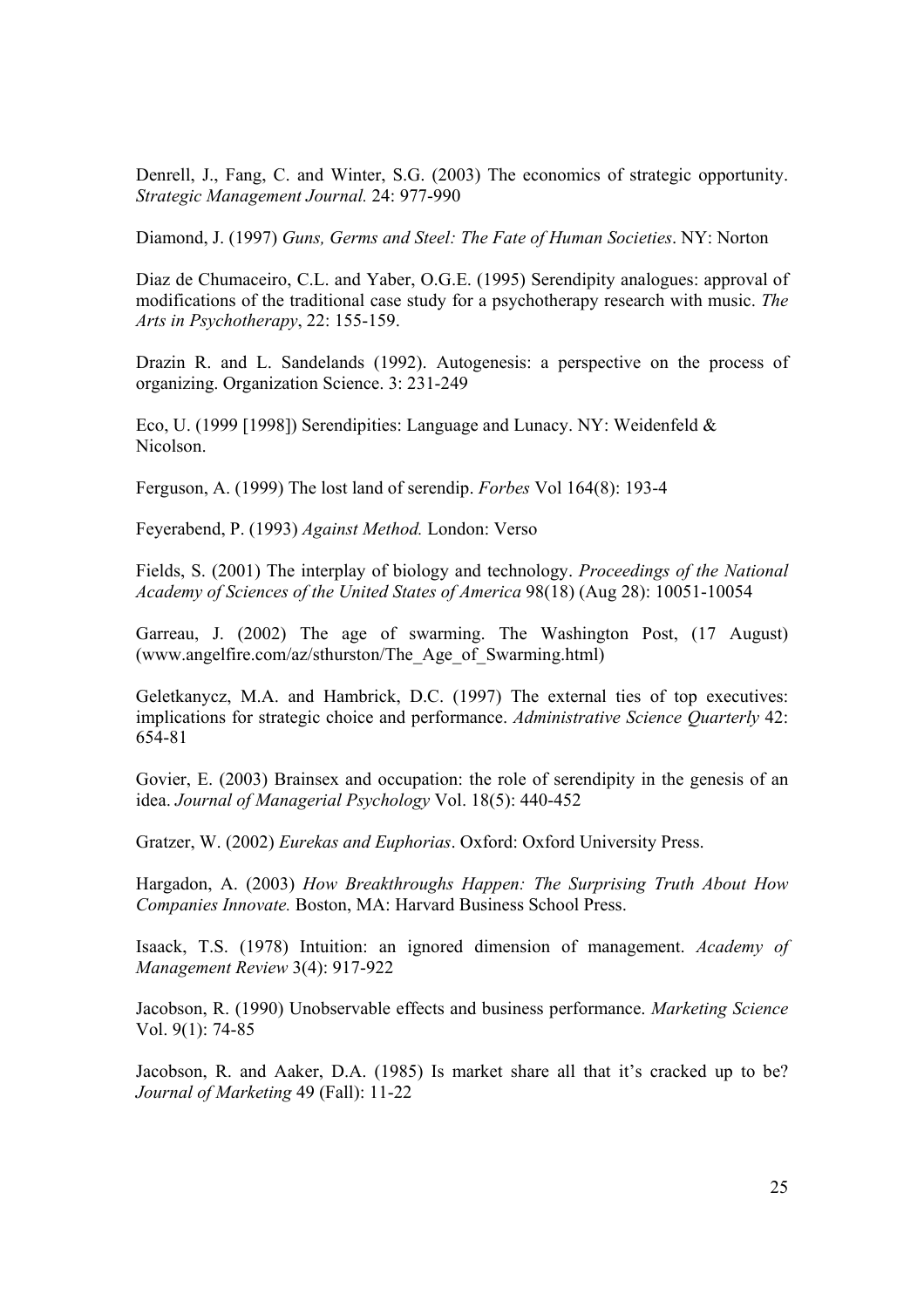Denrell, J., Fang, C. and Winter, S.G. (2003) The economics of strategic opportunity. *Strategic Management Journal.* 24: 977-990

Diamond, J. (1997) *Guns, Germs and Steel: The Fate of Human Societies*. NY: Norton

Diaz de Chumaceiro, C.L. and Yaber, O.G.E. (1995) Serendipity analogues: approval of modifications of the traditional case study for a psychotherapy research with music. *The Arts in Psychotherapy*, 22: 155-159.

Drazin R. and L. Sandelands (1992). Autogenesis: a perspective on the process of organizing. Organization Science. 3: 231-249

Eco, U. (1999 [1998]) Serendipities: Language and Lunacy. NY: Weidenfeld & Nicolson.

Ferguson, A. (1999) The lost land of serendip. *Forbes* Vol 164(8): 193-4

Feyerabend, P. (1993) *Against Method.* London: Verso

Fields, S. (2001) The interplay of biology and technology. *Proceedings of the National Academy of Sciences of the United States of America* 98(18) (Aug 28): 10051-10054

Garreau, J. (2002) The age of swarming. The Washington Post, (17 August) (www.angelfire.com/az/sthurston/The_Age_of_Swarming.html)

Geletkanycz, M.A. and Hambrick, D.C. (1997) The external ties of top executives: implications for strategic choice and performance. *Administrative Science Quarterly* 42: 654-81

Govier, E. (2003) Brainsex and occupation: the role of serendipity in the genesis of an idea. *Journal of Managerial Psychology* Vol. 18(5): 440-452

Gratzer, W. (2002) *Eurekas and Euphorias*. Oxford: Oxford University Press.

Hargadon, A. (2003) *How Breakthroughs Happen: The Surprising Truth About How Companies Innovate.* Boston, MA: Harvard Business School Press.

Isaack, T.S. (1978) Intuition: an ignored dimension of management. *Academy of Management Review* 3(4): 917-922

Jacobson, R. (1990) Unobservable effects and business performance. *Marketing Science* Vol. 9(1): 74-85

Jacobson, R. and Aaker, D.A. (1985) Is market share all that it's cracked up to be? *Journal of Marketing* 49 (Fall): 11-22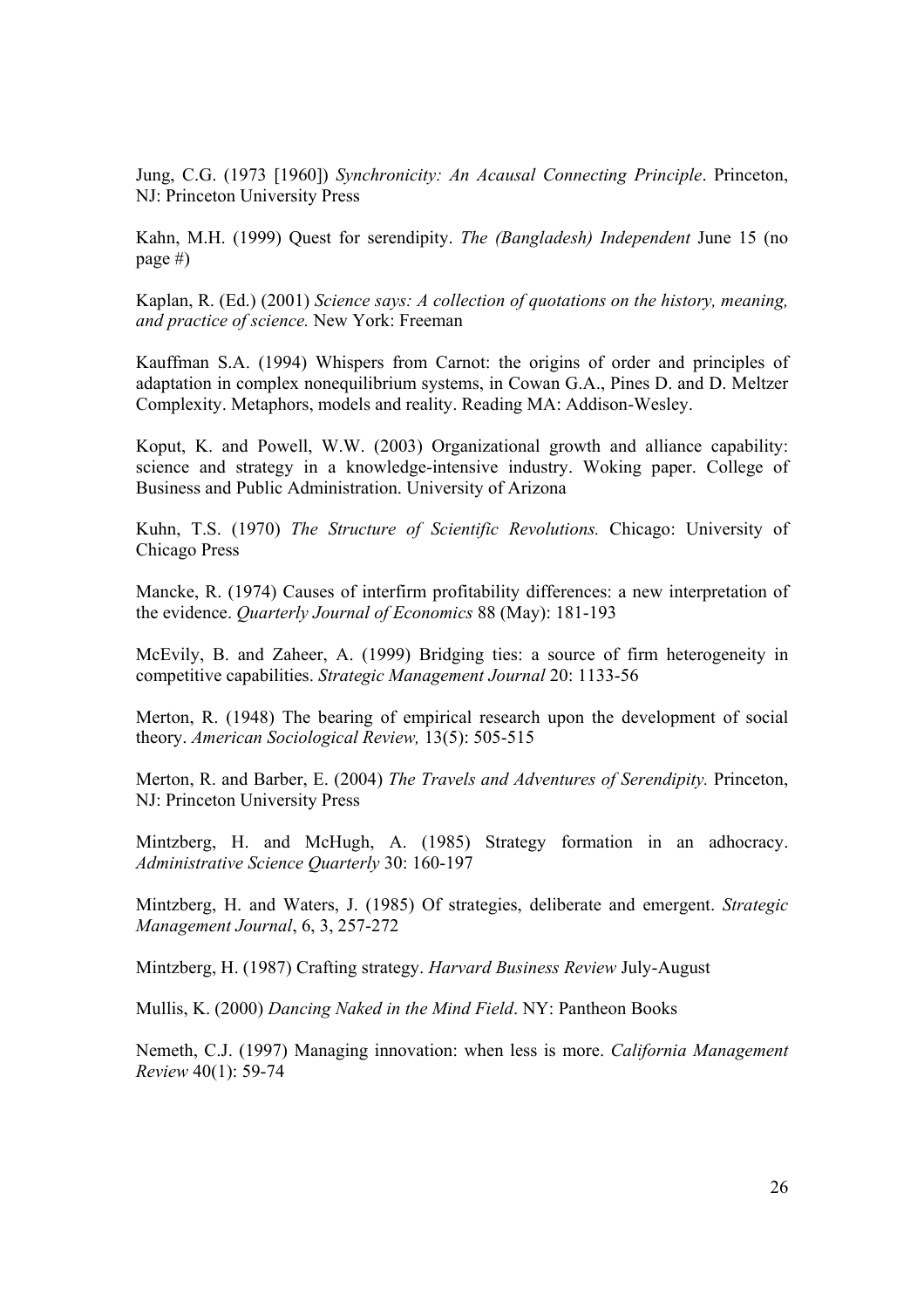Jung, C.G. (1973 [1960]) *Synchronicity: An Acausal Connecting Principle*. Princeton, NJ: Princeton University Press

Kahn, M.H. (1999) Quest for serendipity. *The (Bangladesh) Independent* June 15 (no page #)

Kaplan, R. (Ed.) (2001) *Science says: A collection of quotations on the history, meaning, and practice of science.* New York: Freeman

Kauffman S.A. (1994) Whispers from Carnot: the origins of order and principles of adaptation in complex nonequilibrium systems, in Cowan G.A., Pines D. and D. Meltzer Complexity. Metaphors, models and reality. Reading MA: Addison-Wesley.

Koput, K. and Powell, W.W. (2003) Organizational growth and alliance capability: science and strategy in a knowledge-intensive industry. Woking paper. College of Business and Public Administration. University of Arizona

Kuhn, T.S. (1970) *The Structure of Scientific Revolutions.* Chicago: University of Chicago Press

Mancke, R. (1974) Causes of interfirm profitability differences: a new interpretation of the evidence. *Quarterly Journal of Economics* 88 (May): 181-193

McEvily, B. and Zaheer, A. (1999) Bridging ties: a source of firm heterogeneity in competitive capabilities. *Strategic Management Journal* 20: 1133-56

Merton, R. (1948) The bearing of empirical research upon the development of social theory. *American Sociological Review,* 13(5): 505-515

Merton, R. and Barber, E. (2004) *The Travels and Adventures of Serendipity.* Princeton, NJ: Princeton University Press

Mintzberg, H. and McHugh, A. (1985) Strategy formation in an adhocracy. *Administrative Science Quarterly* 30: 160-197

Mintzberg, H. and Waters, J. (1985) Of strategies, deliberate and emergent. *Strategic Management Journal*, 6, 3, 257-272

Mintzberg, H. (1987) Crafting strategy. *Harvard Business Review* July-August

Mullis, K. (2000) *Dancing Naked in the Mind Field*. NY: Pantheon Books

Nemeth, C.J. (1997) Managing innovation: when less is more. *California Management Review* 40(1): 59-74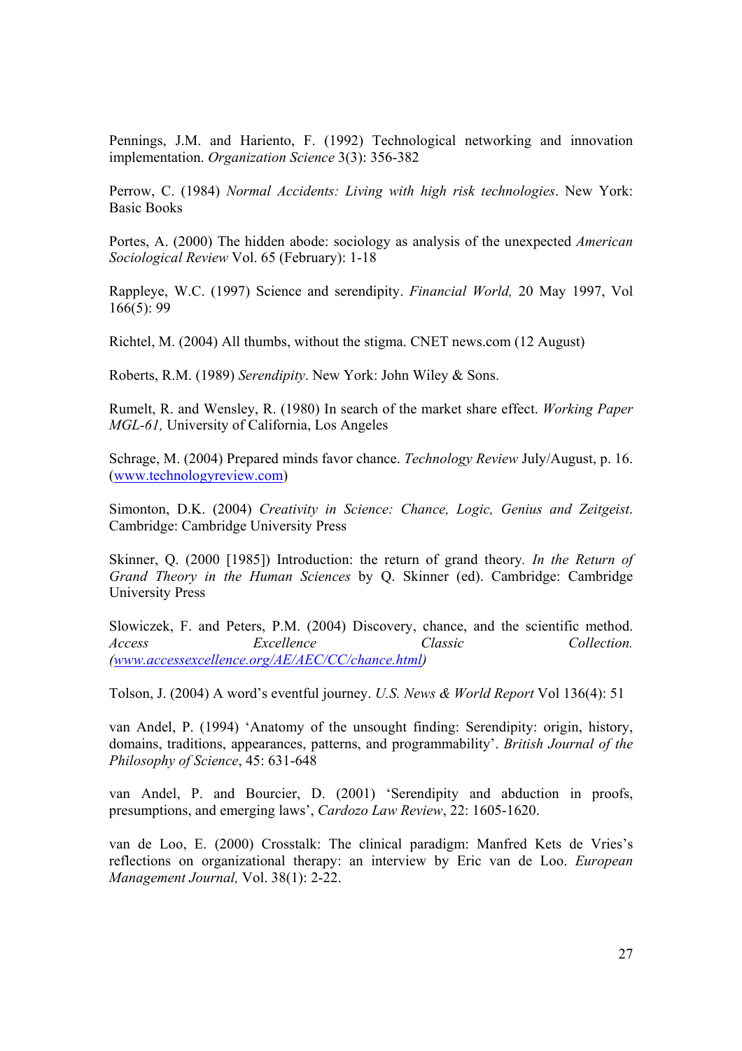Pennings, J.M. and Hariento, F. (1992) Technological networking and innovation implementation. *Organization Science* 3(3): 356-382

Perrow, C. (1984) *Normal Accidents: Living with high risk technologies*. New York: Basic Books

Portes, A. (2000) The hidden abode: sociology as analysis of the unexpected *American Sociological Review* Vol. 65 (February): 1-18

Rappleye, W.C. (1997) Science and serendipity. *Financial World,* 20 May 1997, Vol 166(5): 99

Richtel, M. (2004) All thumbs, without the stigma. CNET news.com (12 August)

Roberts, R.M. (1989) *Serendipity*. New York: John Wiley & Sons.

Rumelt, R. and Wensley, R. (1980) In search of the market share effect. *Working Paper MGL-61,* University of California, Los Angeles

Schrage, M. (2004) Prepared minds favor chance. *Technology Review* July/August, p. 16. ([www.technologyreview.com](http://www.technologyreview.com))

Simonton, D.K. (2004) *Creativity in Science: Chance, Logic, Genius and Zeitgeist*. Cambridge: Cambridge University Press

Skinner, Q. (2000 [1985]) Introduction: the return of grand theory*. In the Return of Grand Theory in the Human Sciences* by Q. Skinner (ed). Cambridge: Cambridge University Press

Slowiczek, F. and Peters, P.M. (2004) Discovery, chance, and the scientific method. *Access Excellence Classic Collection. ([www.accessexcellence.org/AE/AEC/CC/chance.html](http://www.accessexcellence.org/AE/AEC/CC/chance.html))*

Tolson, J. (2004) A word's eventful journey. *U.S. News & World Report* Vol 136(4): 51

van Andel, P. (1994) 'Anatomy of the unsought finding: Serendipity: origin, history, domains, traditions, appearances, patterns, and programmability'. *British Journal of the Philosophy of Science*, 45: 631-648

van Andel, P. and Bourcier, D. (2001) 'Serendipity and abduction in proofs, presumptions, and emerging laws', *Cardozo Law Review*, 22: 1605-1620.

van de Loo, E. (2000) Crosstalk: The clinical paradigm: Manfred Kets de Vries's reflections on organizational therapy: an interview by Eric van de Loo. *European Management Journal,* Vol. 38(1): 2-22.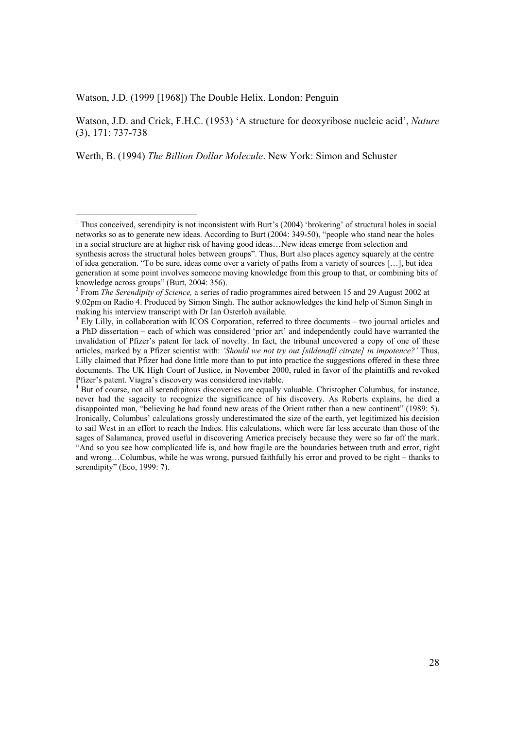Watson, J.D. (1999 [1968]) The Double Helix. London: Penguin

Watson, J.D. and Crick, F.H.C. (1953) 'A structure for deoxyribose nucleic acid', *Nature* (3), 171: 737-738

Werth, B. (1994) *The Billion Dollar Molecule*. New York: Simon and Schuster

---

[1] Thus conceived, serendipity is not inconsistent with Burt's (2004) 'brokering' of structural holes in social networks so as to generate new ideas. According to Burt (2004: 349-50), "people who stand near the holes in a social structure are at higher risk of having good ideas…New ideas emerge from selection and synthesis across the structural holes between groups". Thus, Burt also places agency squarely at the centre of idea generation. "To be sure, ideas come over a variety of paths from a variety of sources […], but idea generation at some point involves someone moving knowledge from this group to that, or combining bits of knowledge across groups" (Burt, 2004: 356).

[2] From *The Serendipity of Science,* a series of radio programmes aired between 15 and 29 August 2002 at 9.02pm on Radio 4. Produced by Simon Singh. The author acknowledges the kind help of Simon Singh in making his interview transcript with Dr Ian Osterloh available.

[3] Ely Lilly, in collaboration with ICOS Corporation, referred to three documents – two journal articles and a PhD dissertation – each of which was considered 'prior art' and independently could have warranted the invalidation of Pfizer's patent for lack of novelty. In fact, the tribunal uncovered a copy of one of these articles, marked by a Pfizer scientist with: *'Should we not try out [sildenafil citrate] in impotence?'* Thus, Lilly claimed that Pfizer had done little more than to put into practice the suggestions offered in these three documents. The UK High Court of Justice, in November 2000, ruled in favor of the plaintiffs and revoked Pfizer's patent. Viagra's discovery was considered inevitable.

[4] But of course, not all serendipitous discoveries are equally valuable. Christopher Columbus, for instance, never had the sagacity to recognize the significance of his discovery. As Roberts explains, he died a disappointed man, "believing he had found new areas of the Orient rather than a new continent" (1989: 5). Ironically, Columbus' calculations grossly underestimated the size of the earth, yet legitimized his decision to sail West in an effort to reach the Indies. His calculations, which were far less accurate than those of the sages of Salamanca, proved useful in discovering America precisely because they were so far off the mark. "And so you see how complicated life is, and how fragile are the boundaries between truth and error, right and wrong…Columbus, while he was wrong, pursued faithfully his error and proved to be right – thanks to serendipity" (Eco, 1999: 7).